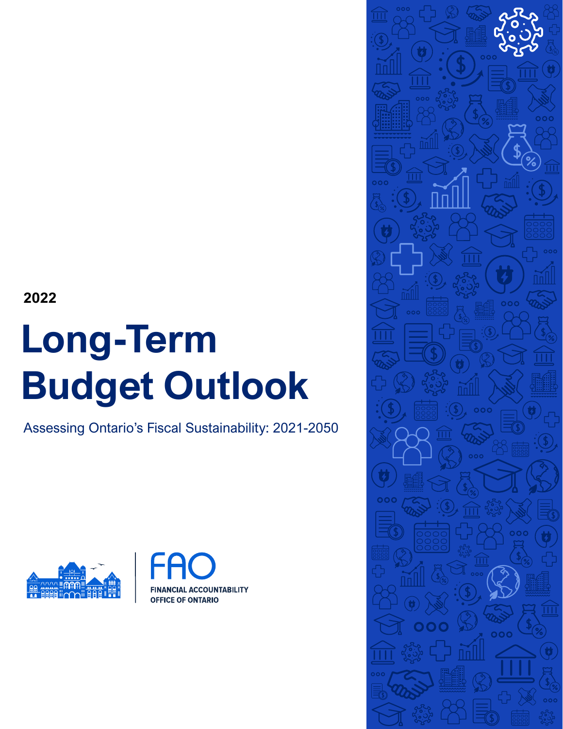2022

# Long-Term Budget Outlook

Assessing Ontario's Fiscal Sustainability: 2021-2050

FAO

FINANCIAL ACCOUNTABILITY OFFICE OF ONTARIO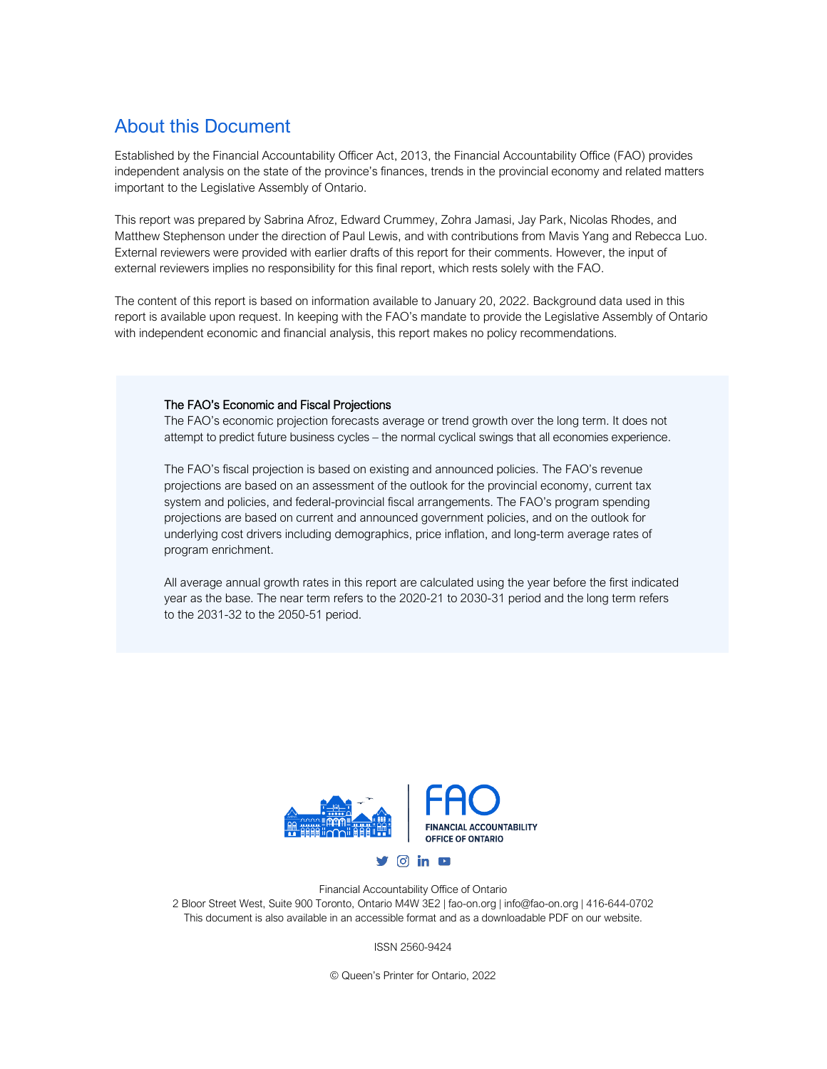# About this Document

Established by the Financial Accountability Officer Act, 2013, the Financial Accountability Office (FAO) provides independent analysis on the state of the province's finances, trends in the provincial economy and related matters important to the Legislative Assembly of Ontario.

This report was prepared by Sabrina Afroz, Edward Crummey, Zohra Jamasi, Jay Park, Nicolas Rhodes, and Matthew Stephenson under the direction of Paul Lewis, and with contributions from Mavis Yang and Rebecca Luo. External reviewers were provided with earlier drafts of this report for their comments. However, the input of external reviewers implies no responsibility for this final report, which rests solely with the FAO.

The content of this report is based on information available to January 20, 2022. Background data used in this report is available upon request. In keeping with the FAO's mandate to provide the Legislative Assembly of Ontario with independent economic and financial analysis, this report makes no policy recommendations.

### The FAO's Economic and Fiscal Projections

The FAO's economic projection forecasts average or trend growth over the long term. It does not attempt to predict future business cycles – the normal cyclical swings that all economies experience.

The FAO's fiscal projection is based on existing and announced policies. The FAO's revenue projections are based on an assessment of the outlook for the provincial economy, current tax system and policies, and federal-provincial fiscal arrangements. The FAO's program spending projections are based on current and announced government policies, and on the outlook for underlying cost drivers including demographics, price inflation, and long-term average rates of program enrichment.

All average annual growth rates in this report are calculated using the year before the first indicated year as the base. The near term refers to the 2020-21 to 2030-31 period and the long term refers to the 2031-32 to the 2050-51 period.

FAO
FINANCIAL ACCOUNTABILITY OFFICE OF ONTARIO

Financial Accountability Office of Ontario
2 Bloor Street West, Suite 900 Toronto, Ontario M4W 3E2 | fao-on.org | info@fao-on.org | 416-644-0702
This document is also available in an accessible format and as a downloadable PDF on our website.

ISSN 2560-9424

© Queen's Printer for Ontario, 2022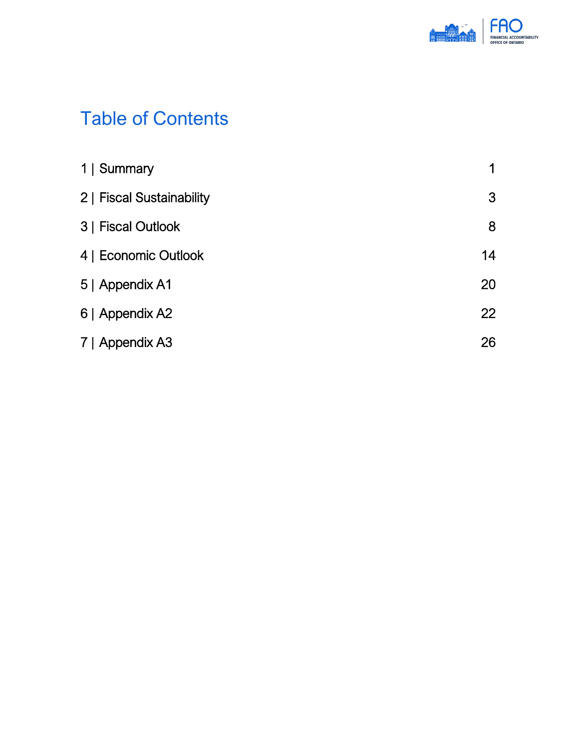# Table of Contents

| | |
|---|---|
| 1 \| Summary | 1 |
| 2 \| Fiscal Sustainability | 3 |
| 3 \| Fiscal Outlook | 8 |
| 4 \| Economic Outlook | 14 |
| 5 \| Appendix A1 | 20 |
| 6 \| Appendix A2 | 22 |
| 7 \| Appendix A3 | 26 |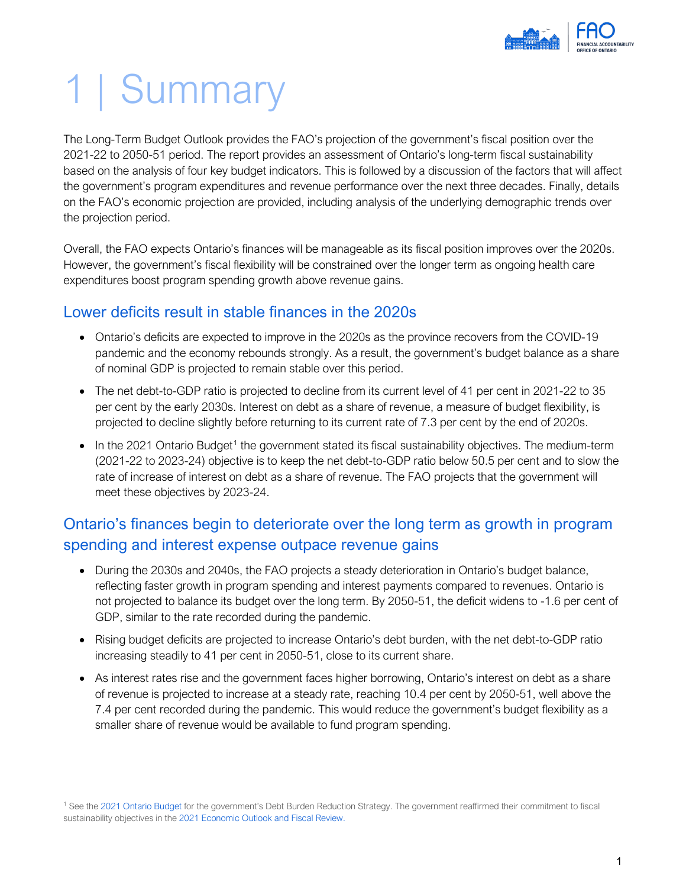# 1 | Summary

The Long-Term Budget Outlook provides the FAO's projection of the government's fiscal position over the 2021-22 to 2050-51 period. The report provides an assessment of Ontario's long-term fiscal sustainability based on the analysis of four key budget indicators. This is followed by a discussion of the factors that will affect the government's program expenditures and revenue performance over the next three decades. Finally, details on the FAO's economic projection are provided, including analysis of the underlying demographic trends over the projection period.

Overall, the FAO expects Ontario's finances will be manageable as its fiscal position improves over the 2020s. However, the government's fiscal flexibility will be constrained over the longer term as ongoing health care expenditures boost program spending growth above revenue gains.

## Lower deficits result in stable finances in the 2020s

- Ontario's deficits are expected to improve in the 2020s as the province recovers from the COVID-19 pandemic and the economy rebounds strongly. As a result, the government's budget balance as a share of nominal GDP is projected to remain stable over this period.
- The net debt-to-GDP ratio is projected to decline from its current level of 41 per cent in 2021-22 to 35 per cent by the early 2030s. Interest on debt as a share of revenue, a measure of budget flexibility, is projected to decline slightly before returning to its current rate of 7.3 per cent by the end of 2020s.
- In the 2021 Ontario Budget[1] the government stated its fiscal sustainability objectives. The medium-term (2021-22 to 2023-24) objective is to keep the net debt-to-GDP ratio below 50.5 per cent and to slow the rate of increase of interest on debt as a share of revenue. The FAO projects that the government will meet these objectives by 2023-24.

## Ontario's finances begin to deteriorate over the long term as growth in program spending and interest expense outpace revenue gains

- During the 2030s and 2040s, the FAO projects a steady deterioration in Ontario's budget balance, reflecting faster growth in program spending and interest payments compared to revenues. Ontario is not projected to balance its budget over the long term. By 2050-51, the deficit widens to -1.6 per cent of GDP, similar to the rate recorded during the pandemic.
- Rising budget deficits are projected to increase Ontario's debt burden, with the net debt-to-GDP ratio increasing steadily to 41 per cent in 2050-51, close to its current share.
- As interest rates rise and the government faces higher borrowing, Ontario's interest on debt as a share of revenue is projected to increase at a steady rate, reaching 10.4 per cent by 2050-51, well above the 7.4 per cent recorded during the pandemic. This would reduce the government's budget flexibility as a smaller share of revenue would be available to fund program spending.

[1] See the 2021 Ontario Budget for the government's Debt Burden Reduction Strategy. The government reaffirmed their commitment to fiscal sustainability objectives in the 2021 Economic Outlook and Fiscal Review.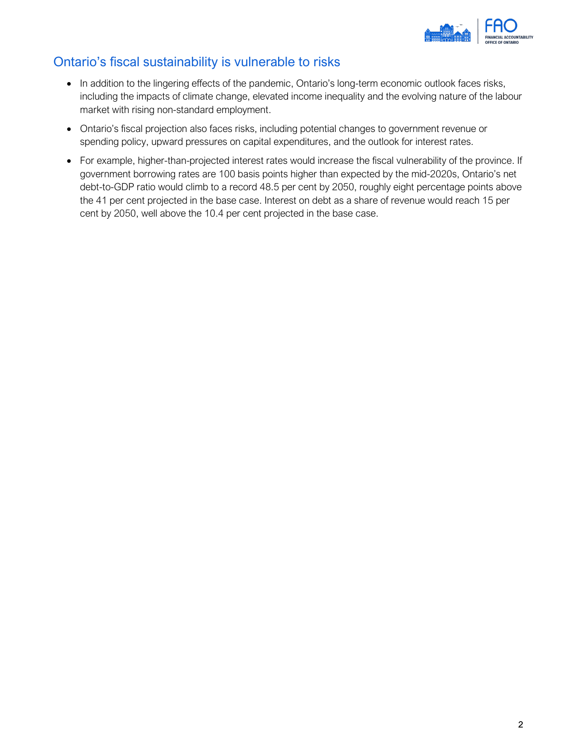## Ontario's fiscal sustainability is vulnerable to risks

- In addition to the lingering effects of the pandemic, Ontario's long-term economic outlook faces risks, including the impacts of climate change, elevated income inequality and the evolving nature of the labour market with rising non-standard employment.
- Ontario's fiscal projection also faces risks, including potential changes to government revenue or spending policy, upward pressures on capital expenditures, and the outlook for interest rates.
- For example, higher-than-projected interest rates would increase the fiscal vulnerability of the province. If government borrowing rates are 100 basis points higher than expected by the mid-2020s, Ontario's net debt-to-GDP ratio would climb to a record 48.5 per cent by 2050, roughly eight percentage points above the 41 per cent projected in the base case. Interest on debt as a share of revenue would reach 15 per cent by 2050, well above the 10.4 per cent projected in the base case.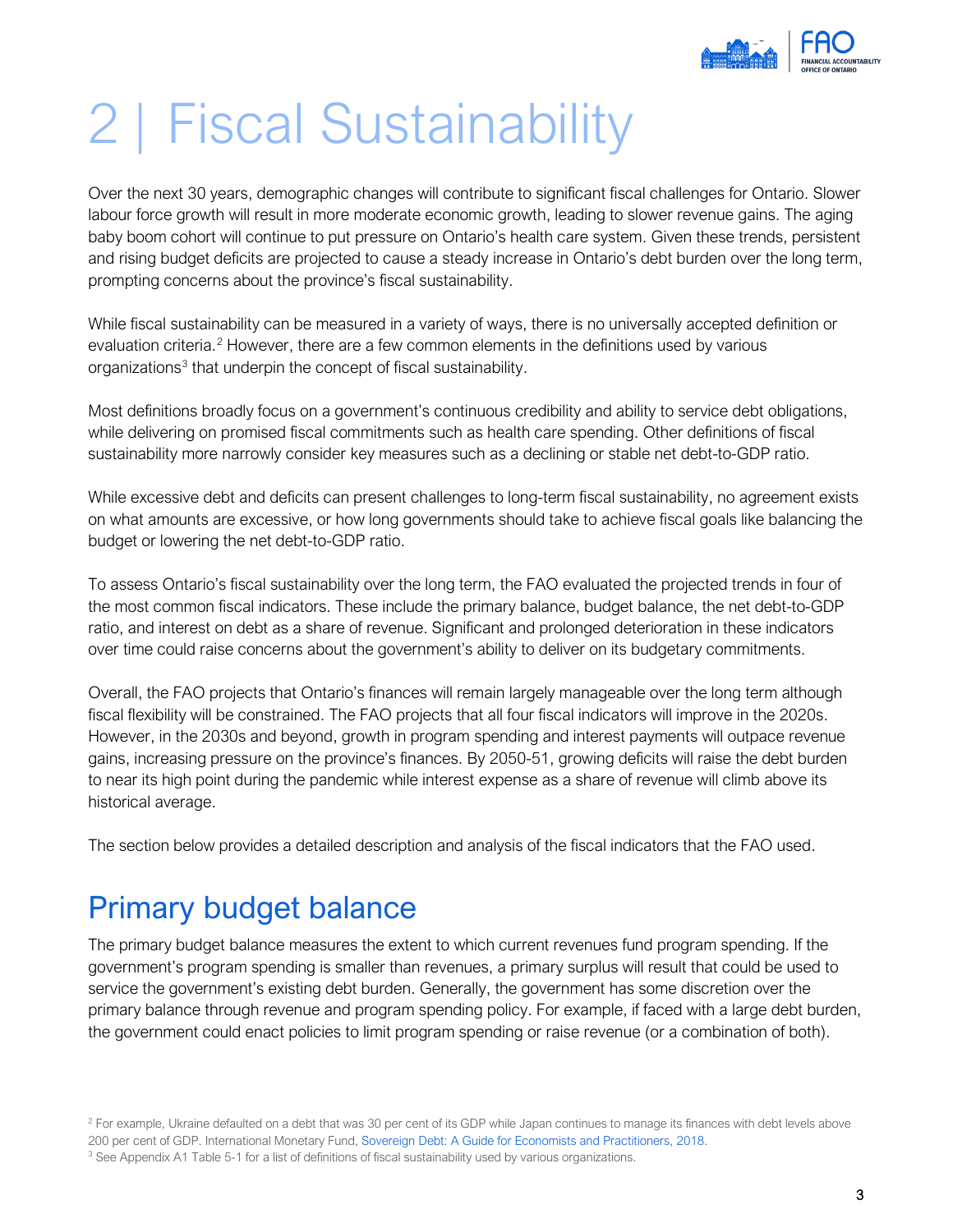# 2 | Fiscal Sustainability

Over the next 30 years, demographic changes will contribute to significant fiscal challenges for Ontario. Slower labour force growth will result in more moderate economic growth, leading to slower revenue gains. The aging baby boom cohort will continue to put pressure on Ontario's health care system. Given these trends, persistent and rising budget deficits are projected to cause a steady increase in Ontario's debt burden over the long term, prompting concerns about the province's fiscal sustainability.

While fiscal sustainability can be measured in a variety of ways, there is no universally accepted definition or evaluation criteria.[2] However, there are a few common elements in the definitions used by various organizations[3] that underpin the concept of fiscal sustainability.

Most definitions broadly focus on a government's continuous credibility and ability to service debt obligations, while delivering on promised fiscal commitments such as health care spending. Other definitions of fiscal sustainability more narrowly consider key measures such as a declining or stable net debt-to-GDP ratio.

While excessive debt and deficits can present challenges to long-term fiscal sustainability, no agreement exists on what amounts are excessive, or how long governments should take to achieve fiscal goals like balancing the budget or lowering the net debt-to-GDP ratio.

To assess Ontario's fiscal sustainability over the long term, the FAO evaluated the projected trends in four of the most common fiscal indicators. These include the primary balance, budget balance, the net debt-to-GDP ratio, and interest on debt as a share of revenue. Significant and prolonged deterioration in these indicators over time could raise concerns about the government's ability to deliver on its budgetary commitments.

Overall, the FAO projects that Ontario's finances will remain largely manageable over the long term although fiscal flexibility will be constrained. The FAO projects that all four fiscal indicators will improve in the 2020s. However, in the 2030s and beyond, growth in program spending and interest payments will outpace revenue gains, increasing pressure on the province's finances. By 2050-51, growing deficits will raise the debt burden to near its high point during the pandemic while interest expense as a share of revenue will climb above its historical average.

The section below provides a detailed description and analysis of the fiscal indicators that the FAO used.

## Primary budget balance

The primary budget balance measures the extent to which current revenues fund program spending. If the government's program spending is smaller than revenues, a primary surplus will result that could be used to service the government's existing debt burden. Generally, the government has some discretion over the primary balance through revenue and program spending policy. For example, if faced with a large debt burden, the government could enact policies to limit program spending or raise revenue (or a combination of both).

[2] For example, Ukraine defaulted on a debt that was 30 per cent of its GDP while Japan continues to manage its finances with debt levels above 200 per cent of GDP. International Monetary Fund, Sovereign Debt: A Guide for Economists and Practitioners, 2018.

[3] See Appendix A1 Table 5-1 for a list of definitions of fiscal sustainability used by various organizations.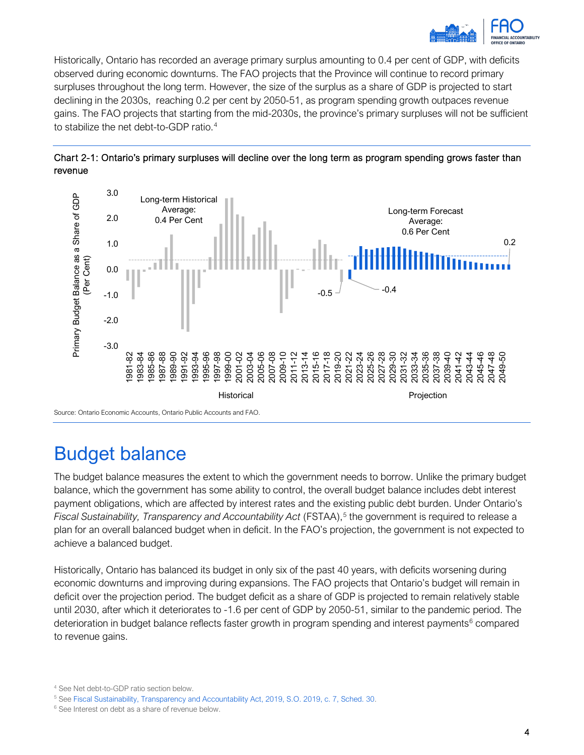Historically, Ontario has recorded an average primary surplus amounting to 0.4 per cent of GDP, with deficits observed during economic downturns. The FAO projects that the Province will continue to record primary surpluses throughout the long term. However, the size of the surplus as a share of GDP is projected to start declining in the 2030s, reaching 0.2 per cent by 2050-51, as program spending growth outpaces revenue gains. The FAO projects that starting from the mid-2030s, the province's primary surpluses will not be sufficient to stabilize the net debt-to-GDP ratio.[4]

**Chart 2-1: Ontario's primary surpluses will decline over the long term as program spending grows faster than revenue**

Source: Ontario Economic Accounts, Ontario Public Accounts and FAO.

# Budget balance

The budget balance measures the extent to which the government needs to borrow. Unlike the primary budget balance, which the government has some ability to control, the overall budget balance includes debt interest payment obligations, which are affected by interest rates and the existing public debt burden. Under Ontario's *Fiscal Sustainability, Transparency and Accountability Act* (FSTAA),[5] the government is required to release a plan for an overall balanced budget when in deficit. In the FAO's projection, the government is not expected to achieve a balanced budget.

Historically, Ontario has balanced its budget in only six of the past 40 years, with deficits worsening during economic downturns and improving during expansions. The FAO projects that Ontario's budget will remain in deficit over the projection period. The budget deficit as a share of GDP is projected to remain relatively stable until 2030, after which it deteriorates to -1.6 per cent of GDP by 2050-51, similar to the pandemic period. The deterioration in budget balance reflects faster growth in program spending and interest payments[6] compared to revenue gains.

[4] See Net debt-to-GDP ratio section below.

[5] See Fiscal Sustainability, Transparency and Accountability Act, 2019, S.O. 2019, c. 7, Sched. 30.

[6] See Interest on debt as a share of revenue below.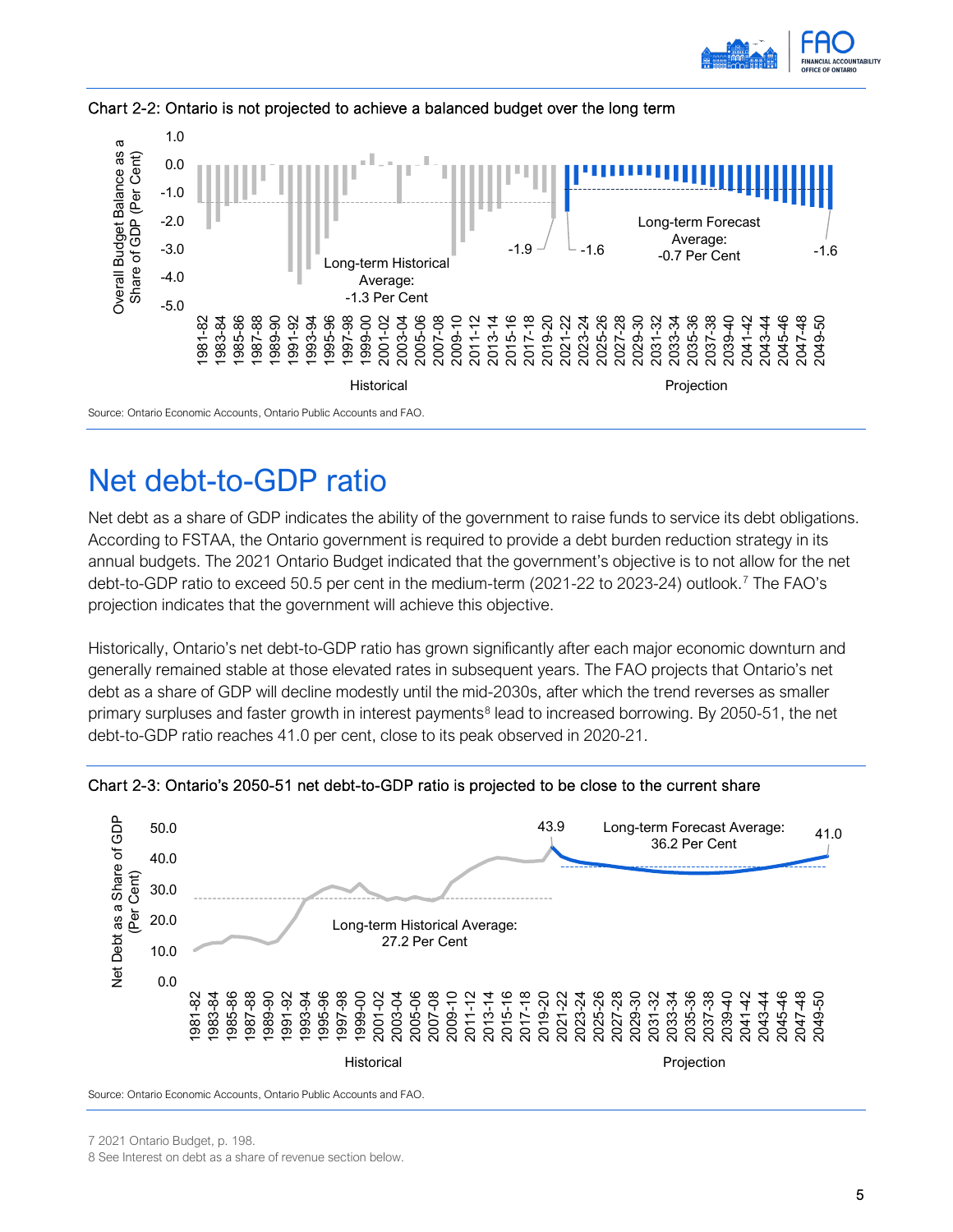Chart 2-2: Ontario is not projected to achieve a balanced budget over the long term

Source: Ontario Economic Accounts, Ontario Public Accounts and FAO.

# Net debt-to-GDP ratio

Net debt as a share of GDP indicates the ability of the government to raise funds to service its debt obligations. According to FSTAA, the Ontario government is required to provide a debt burden reduction strategy in its annual budgets. The 2021 Ontario Budget indicated that the government's objective is to not allow for the net debt-to-GDP ratio to exceed 50.5 per cent in the medium-term (2021-22 to 2023-24) outlook.[7] The FAO's projection indicates that the government will achieve this objective.

Historically, Ontario's net debt-to-GDP ratio has grown significantly after each major economic downturn and generally remained stable at those elevated rates in subsequent years. The FAO projects that Ontario's net debt as a share of GDP will decline modestly until the mid-2030s, after which the trend reverses as smaller primary surpluses and faster growth in interest payments[8] lead to increased borrowing. By 2050-51, the net debt-to-GDP ratio reaches 41.0 per cent, close to its peak observed in 2020-21.

Chart 2-3: Ontario's 2050-51 net debt-to-GDP ratio is projected to be close to the current share

Source: Ontario Economic Accounts, Ontario Public Accounts and FAO.

7 2021 Ontario Budget, p. 198.

8 See Interest on debt as a share of revenue section below.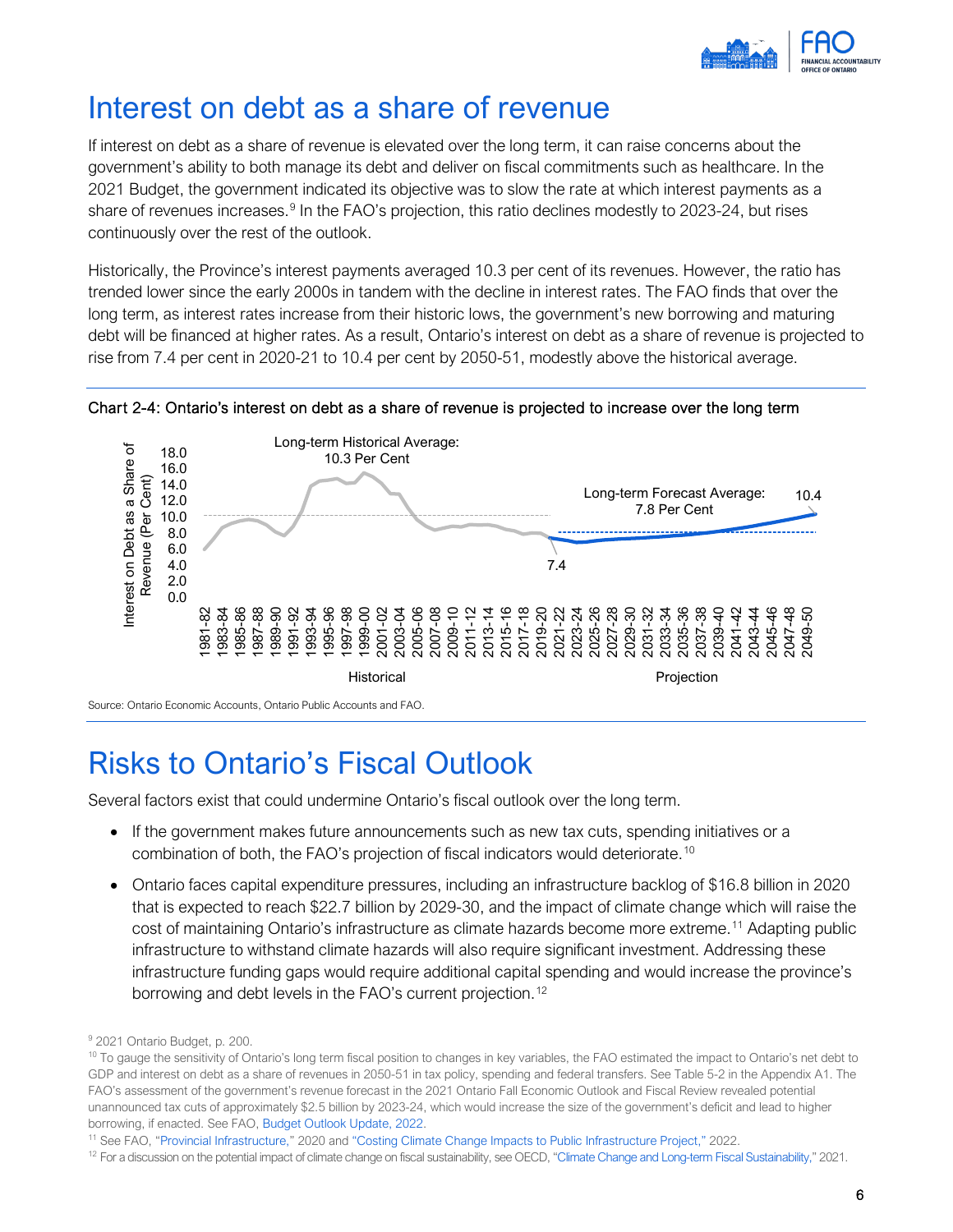# Interest on debt as a share of revenue

If interest on debt as a share of revenue is elevated over the long term, it can raise concerns about the government's ability to both manage its debt and deliver on fiscal commitments such as healthcare. In the 2021 Budget, the government indicated its objective was to slow the rate at which interest payments as a share of revenues increases.[9] In the FAO's projection, this ratio declines modestly to 2023-24, but rises continuously over the rest of the outlook.

Historically, the Province's interest payments averaged 10.3 per cent of its revenues. However, the ratio has trended lower since the early 2000s in tandem with the decline in interest rates. The FAO finds that over the long term, as interest rates increase from their historic lows, the government's new borrowing and maturing debt will be financed at higher rates. As a result, Ontario's interest on debt as a share of revenue is projected to rise from 7.4 per cent in 2020-21 to 10.4 per cent by 2050-51, modestly above the historical average.

**Chart 2-4: Ontario's interest on debt as a share of revenue is projected to increase over the long term**

Source: Ontario Economic Accounts, Ontario Public Accounts and FAO.

# Risks to Ontario's Fiscal Outlook

Several factors exist that could undermine Ontario's fiscal outlook over the long term.

- If the government makes future announcements such as new tax cuts, spending initiatives or a combination of both, the FAO's projection of fiscal indicators would deteriorate.[10]
- Ontario faces capital expenditure pressures, including an infrastructure backlog of $16.8 billion in 2020 that is expected to reach $22.7 billion by 2029-30, and the impact of climate change which will raise the cost of maintaining Ontario's infrastructure as climate hazards become more extreme.[11] Adapting public infrastructure to withstand climate hazards will also require significant investment. Addressing these infrastructure funding gaps would require additional capital spending and would increase the province's borrowing and debt levels in the FAO's current projection.[12]

[9] 2021 Ontario Budget, p. 200.

[10] To gauge the sensitivity of Ontario's long term fiscal position to changes in key variables, the FAO estimated the impact to Ontario's net debt to GDP and interest on debt as a share of revenues in 2050-51 in tax policy, spending and federal transfers. See Table 5-2 in the Appendix A1. The FAO's assessment of the government's revenue forecast in the 2021 Ontario Fall Economic Outlook and Fiscal Review revealed potential unannounced tax cuts of approximately $2.5 billion by 2023-24, which would increase the size of the government's deficit and lead to higher borrowing, if enacted. See FAO, Budget Outlook Update, 2022.

[11] See FAO, "Provincial Infrastructure," 2020 and "Costing Climate Change Impacts to Public Infrastructure Project," 2022.

[12] For a discussion on the potential impact of climate change on fiscal sustainability, see OECD, "Climate Change and Long-term Fiscal Sustainability," 2021.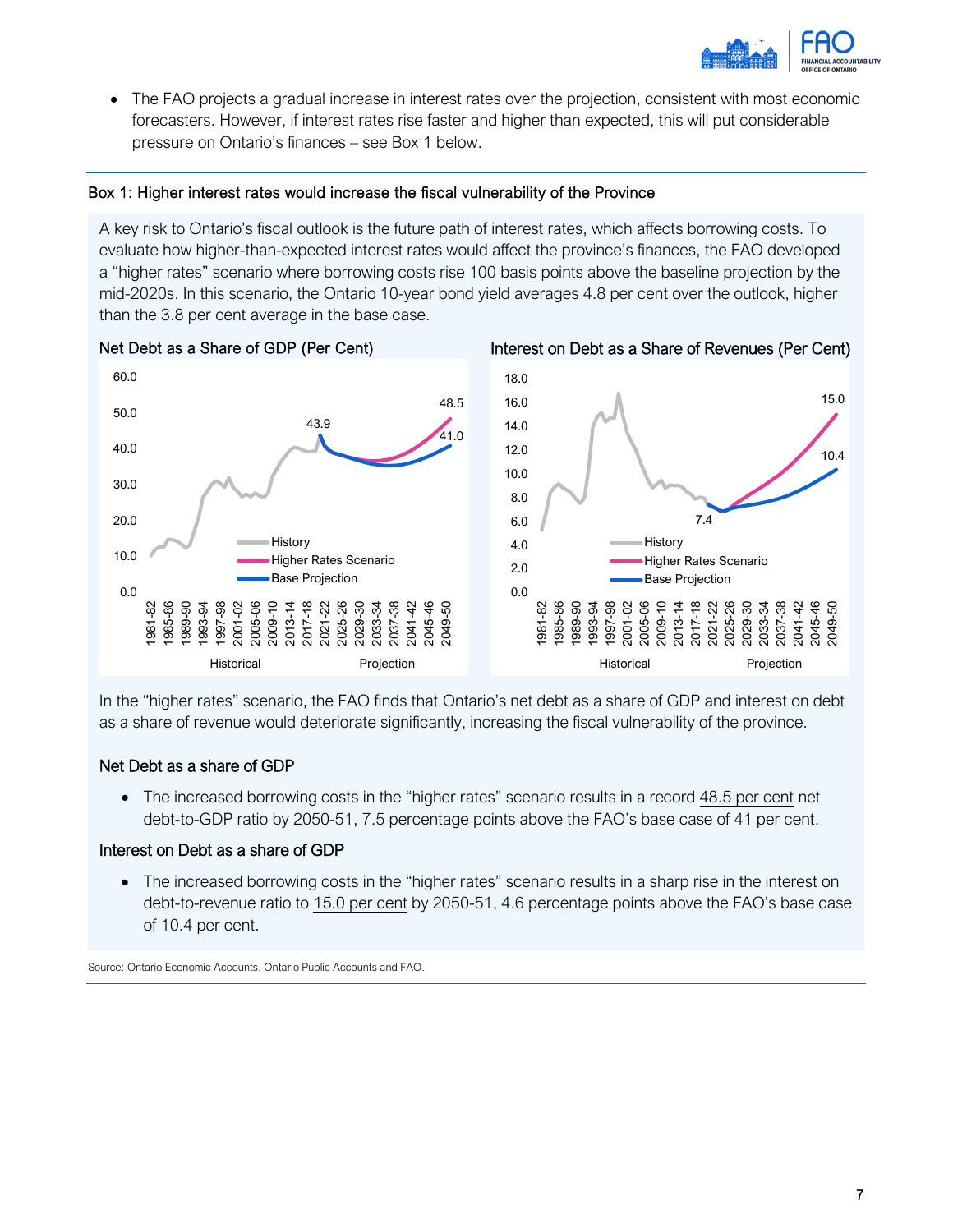- The FAO projects a gradual increase in interest rates over the projection, consistent with most economic forecasters. However, if interest rates rise faster and higher than expected, this will put considerable pressure on Ontario's finances – see Box 1 below.

### Box 1: Higher interest rates would increase the fiscal vulnerability of the Province

A key risk to Ontario's fiscal outlook is the future path of interest rates, which affects borrowing costs. To evaluate how higher-than-expected interest rates would affect the province's finances, the FAO developed a "higher rates" scenario where borrowing costs rise 100 basis points above the baseline projection by the mid-2020s. In this scenario, the Ontario 10-year bond yield averages 4.8 per cent over the outlook, higher than the 3.8 per cent average in the base case.

Net Debt as a Share of GDP (Per Cent)

Interest on Debt as a Share of Revenues (Per Cent)

In the "higher rates" scenario, the FAO finds that Ontario's net debt as a share of GDP and interest on debt as a share of revenue would deteriorate significantly, increasing the fiscal vulnerability of the province.

#### Net Debt as a share of GDP

- The increased borrowing costs in the "higher rates" scenario results in a record 48.5 per cent net debt-to-GDP ratio by 2050-51, 7.5 percentage points above the FAO's base case of 41 per cent.

#### Interest on Debt as a share of GDP

- The increased borrowing costs in the "higher rates" scenario results in a sharp rise in the interest on debt-to-revenue ratio to 15.0 per cent by 2050-51, 4.6 percentage points above the FAO's base case of 10.4 per cent.

Source: Ontario Economic Accounts, Ontario Public Accounts and FAO.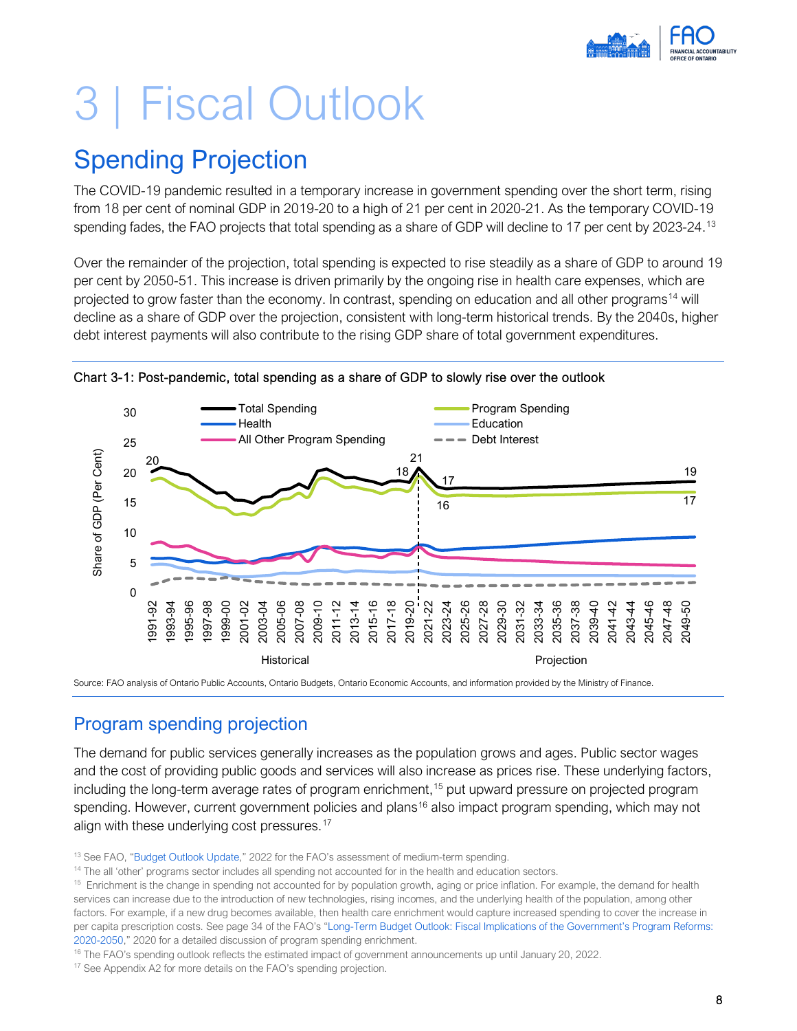# 3 | Fiscal Outlook

## Spending Projection

The COVID-19 pandemic resulted in a temporary increase in government spending over the short term, rising from 18 per cent of nominal GDP in 2019-20 to a high of 21 per cent in 2020-21. As the temporary COVID-19 spending fades, the FAO projects that total spending as a share of GDP will decline to 17 per cent by 2023-24.[13]

Over the remainder of the projection, total spending is expected to rise steadily as a share of GDP to around 19 per cent by 2050-51. This increase is driven primarily by the ongoing rise in health care expenses, which are projected to grow faster than the economy. In contrast, spending on education and all other programs[14] will decline as a share of GDP over the projection, consistent with long-term historical trends. By the 2040s, higher debt interest payments will also contribute to the rising GDP share of total government expenditures.

Chart 3-1: Post-pandemic, total spending as a share of GDP to slowly rise over the outlook

Source: FAO analysis of Ontario Public Accounts, Ontario Budgets, Ontario Economic Accounts, and information provided by the Ministry of Finance.

### Program spending projection

The demand for public services generally increases as the population grows and ages. Public sector wages and the cost of providing public goods and services will also increase as prices rise. These underlying factors, including the long-term average rates of program enrichment,[15] put upward pressure on projected program spending. However, current government policies and plans[16] also impact program spending, which may not align with these underlying cost pressures.[17]

[13] See FAO, "Budget Outlook Update," 2022 for the FAO's assessment of medium-term spending.

[14] The all 'other' programs sector includes all spending not accounted for in the health and education sectors.

[15] Enrichment is the change in spending not accounted for by population growth, aging or price inflation. For example, the demand for health services can increase due to the introduction of new technologies, rising incomes, and the underlying health of the population, among other factors. For example, if a new drug becomes available, then health care enrichment would capture increased spending to cover the increase in per capita prescription costs. See page 34 of the FAO's "Long-Term Budget Outlook: Fiscal Implications of the Government's Program Reforms: 2020-2050," 2020 for a detailed discussion of program spending enrichment.

[16] The FAO's spending outlook reflects the estimated impact of government announcements up until January 20, 2022.

[17] See Appendix A2 for more details on the FAO's spending projection.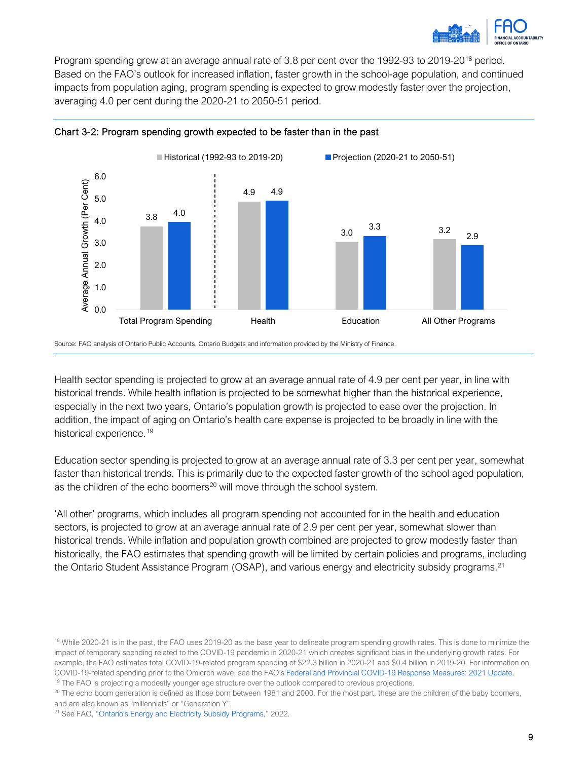Program spending grew at an average annual rate of 3.8 per cent over the 1992-93 to 2019-20[18] period. Based on the FAO's outlook for increased inflation, faster growth in the school-age population, and continued impacts from population aging, program spending is expected to grow modestly faster over the projection, averaging 4.0 per cent during the 2020-21 to 2050-51 period.

**Chart 3-2: Program spending growth expected to be faster than in the past**

| Average Annual Growth (Per Cent) | Historical (1992-93 to 2019-20) | Projection (2020-21 to 2050-51) |
| --- | --- | --- |
| Total Program Spending | 3.8 | 4.0 |
| Health | 4.9 | 4.9 |
| Education | 3.0 | 3.3 |
| All Other Programs | 3.2 | 2.9 |

Source: FAO analysis of Ontario Public Accounts, Ontario Budgets and information provided by the Ministry of Finance.

Health sector spending is projected to grow at an average annual rate of 4.9 per cent per year, in line with historical trends. While health inflation is projected to be somewhat higher than the historical experience, especially in the next two years, Ontario's population growth is projected to ease over the projection. In addition, the impact of aging on Ontario's health care expense is projected to be broadly in line with the historical experience.[19]

Education sector spending is projected to grow at an average annual rate of 3.3 per cent per year, somewhat faster than historical trends. This is primarily due to the expected faster growth of the school aged population, as the children of the echo boomers[20] will move through the school system.

'All other' programs, which includes all program spending not accounted for in the health and education sectors, is projected to grow at an average annual rate of 2.9 per cent per year, somewhat slower than historical trends. While inflation and population growth combined are projected to grow modestly faster than historically, the FAO estimates that spending growth will be limited by certain policies and programs, including the Ontario Student Assistance Program (OSAP), and various energy and electricity subsidy programs.[21]

[18] While 2020-21 is in the past, the FAO uses 2019-20 as the base year to delineate program spending growth rates. This is done to minimize the impact of temporary spending related to the COVID-19 pandemic in 2020-21 which creates significant bias in the underlying growth rates. For example, the FAO estimates total COVID-19-related program spending of $22.3 billion in 2020-21 and $0.4 billion in 2019-20. For information on COVID-19-related spending prior to the Omicron wave, see the FAO's Federal and Provincial COVID-19 Response Measures: 2021 Update.

[19] The FAO is projecting a modestly younger age structure over the outlook compared to previous projections.

[20] The echo boom generation is defined as those born between 1981 and 2000. For the most part, these are the children of the baby boomers, and are also known as "millennials" or "Generation Y".

[21] See FAO, "Ontario's Energy and Electricity Subsidy Programs," 2022.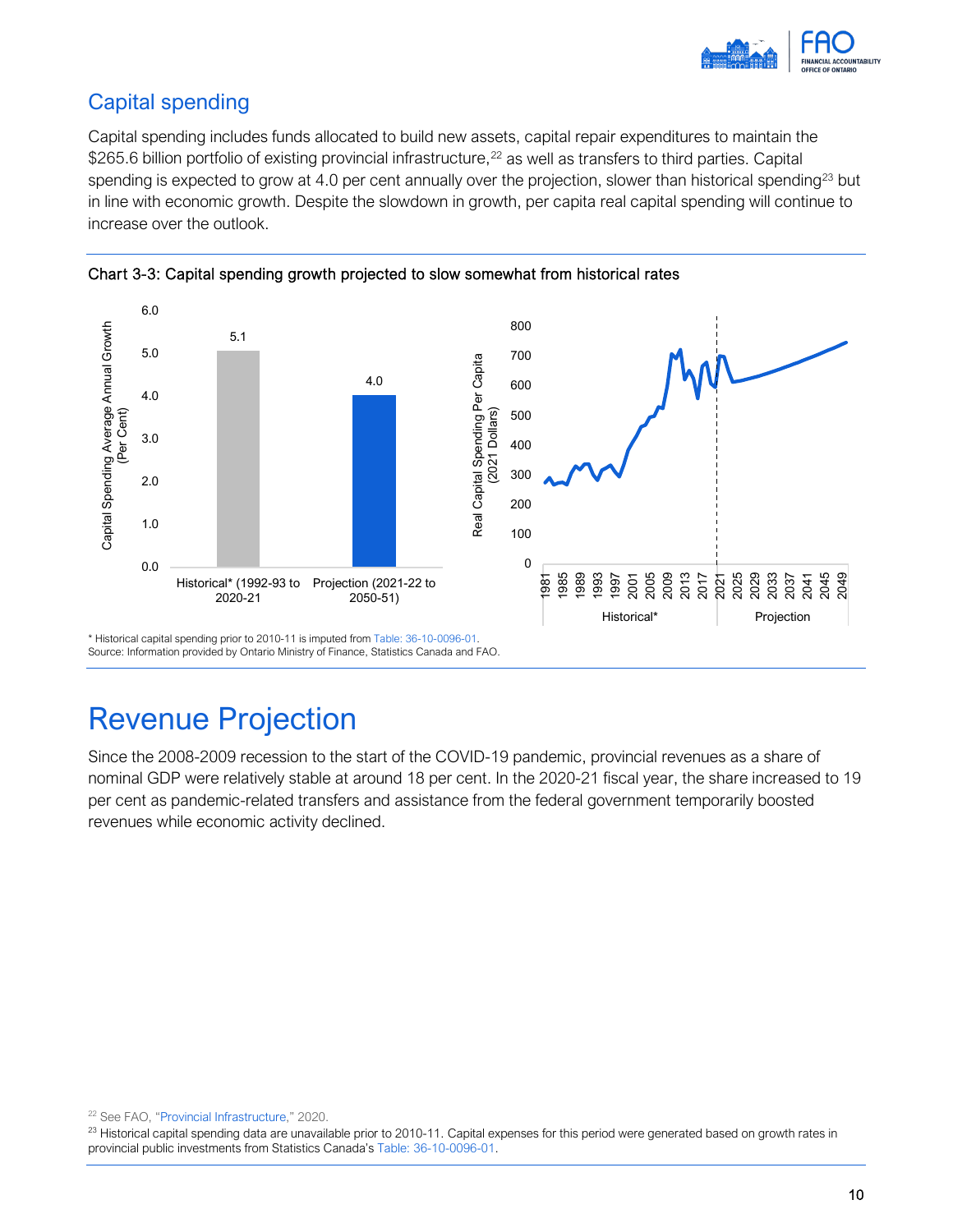## Capital spending

Capital spending includes funds allocated to build new assets, capital repair expenditures to maintain the $265.6 billion portfolio of existing provincial infrastructure,[22] as well as transfers to third parties. Capital spending is expected to grow at 4.0 per cent annually over the projection, slower than historical spending[23] but in line with economic growth. Despite the slowdown in growth, per capita real capital spending will continue to increase over the outlook.

**Chart 3-3: Capital spending growth projected to slow somewhat from historical rates**

\* Historical capital spending prior to 2010-11 is imputed from Table: 36-10-0096-01.
Source: Information provided by Ontario Ministry of Finance, Statistics Canada and FAO.

# Revenue Projection

Since the 2008-2009 recession to the start of the COVID-19 pandemic, provincial revenues as a share of nominal GDP were relatively stable at around 18 per cent. In the 2020-21 fiscal year, the share increased to 19 per cent as pandemic-related transfers and assistance from the federal government temporarily boosted revenues while economic activity declined.

[22] See FAO, "Provincial Infrastructure," 2020.

[23] Historical capital spending data are unavailable prior to 2010-11. Capital expenses for this period were generated based on growth rates in provincial public investments from Statistics Canada's Table: 36-10-0096-01.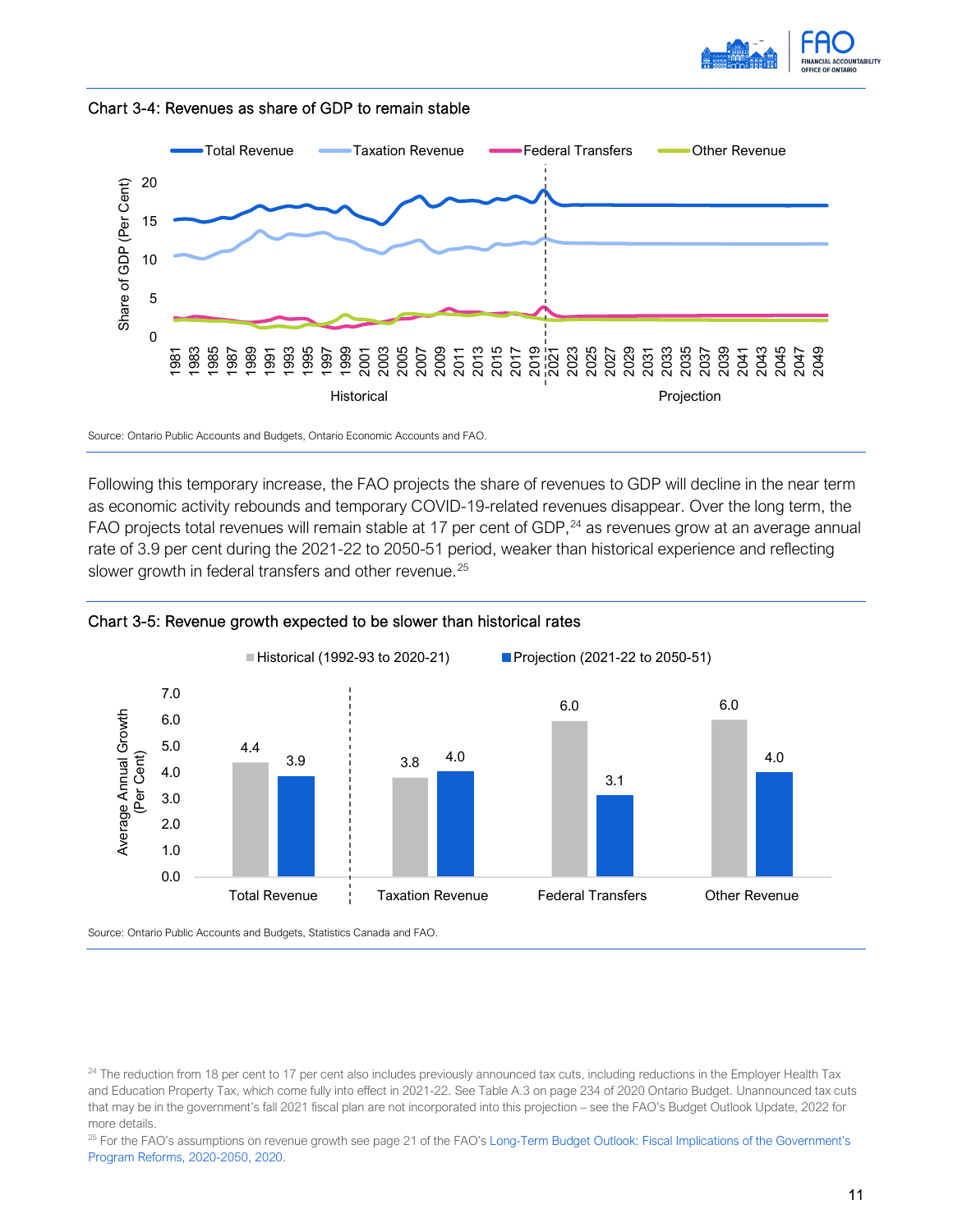Chart 3-4: Revenues as share of GDP to remain stable

Source: Ontario Public Accounts and Budgets, Ontario Economic Accounts and FAO.

Following this temporary increase, the FAO projects the share of revenues to GDP will decline in the near term as economic activity rebounds and temporary COVID-19-related revenues disappear. Over the long term, the FAO projects total revenues will remain stable at 17 per cent of GDP,[24] as revenues grow at an average annual rate of 3.9 per cent during the 2021-22 to 2050-51 period, weaker than historical experience and reflecting slower growth in federal transfers and other revenue.[25]

Chart 3-5: Revenue growth expected to be slower than historical rates

| | Historical (1992-93 to 2020-21) | Projection (2021-22 to 2050-51) |
|---|---|---|
| Total Revenue | 4.4 | 3.9 |
| Taxation Revenue | 3.8 | 4.0 |
| Federal Transfers | 6.0 | 3.1 |
| Other Revenue | 6.0 | 4.0 |

Source: Ontario Public Accounts and Budgets, Statistics Canada and FAO.

[24] The reduction from 18 per cent to 17 per cent also includes previously announced tax cuts, including reductions in the Employer Health Tax and Education Property Tax, which come fully into effect in 2021-22. See Table A.3 on page 234 of 2020 Ontario Budget. Unannounced tax cuts that may be in the government's fall 2021 fiscal plan are not incorporated into this projection – see the FAO's Budget Outlook Update, 2022 for more details.

[25] For the FAO's assumptions on revenue growth see page 21 of the FAO's Long-Term Budget Outlook: Fiscal Implications of the Government's Program Reforms, 2020-2050, 2020.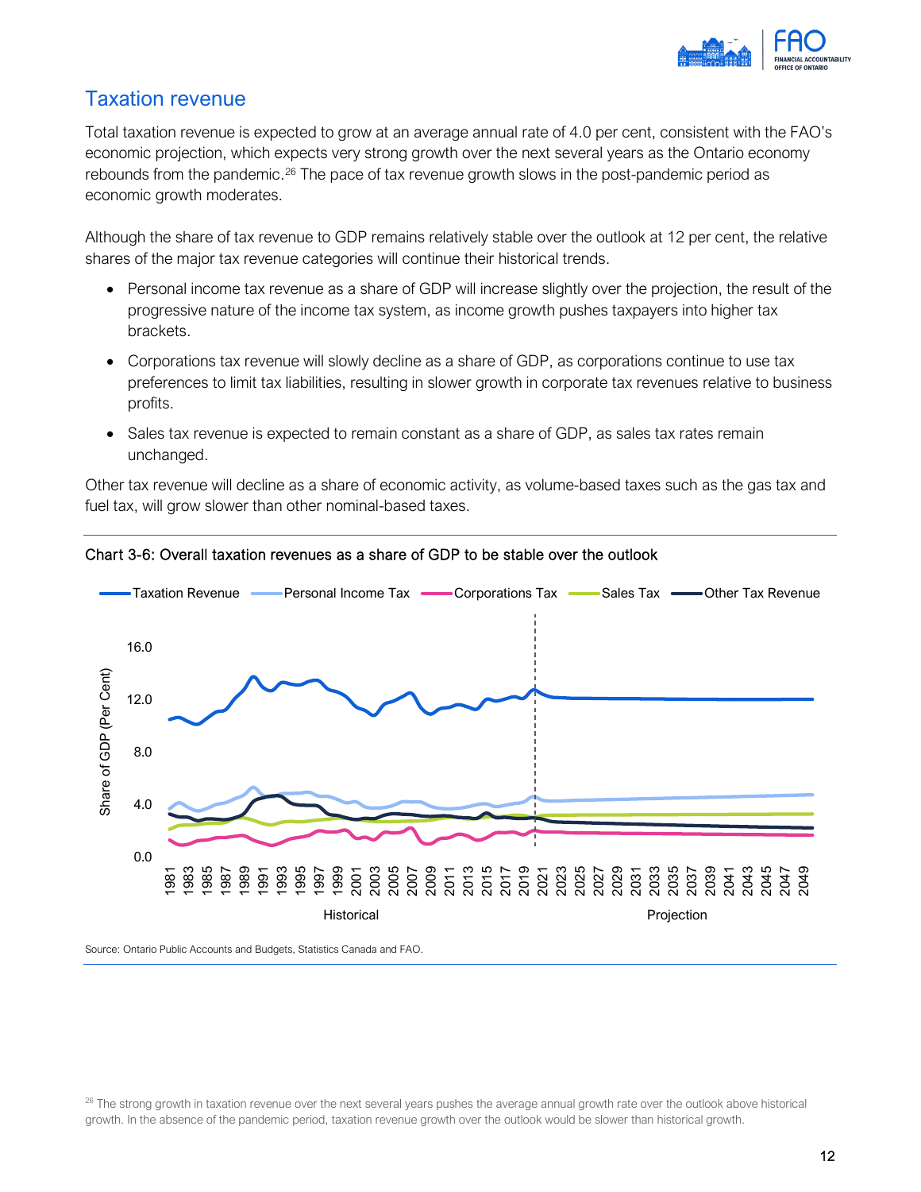## Taxation revenue

Total taxation revenue is expected to grow at an average annual rate of 4.0 per cent, consistent with the FAO's economic projection, which expects very strong growth over the next several years as the Ontario economy rebounds from the pandemic.[26] The pace of tax revenue growth slows in the post-pandemic period as economic growth moderates.

Although the share of tax revenue to GDP remains relatively stable over the outlook at 12 per cent, the relative shares of the major tax revenue categories will continue their historical trends.

- Personal income tax revenue as a share of GDP will increase slightly over the projection, the result of the progressive nature of the income tax system, as income growth pushes taxpayers into higher tax brackets.
- Corporations tax revenue will slowly decline as a share of GDP, as corporations continue to use tax preferences to limit tax liabilities, resulting in slower growth in corporate tax revenues relative to business profits.
- Sales tax revenue is expected to remain constant as a share of GDP, as sales tax rates remain unchanged.

Other tax revenue will decline as a share of economic activity, as volume-based taxes such as the gas tax and fuel tax, will grow slower than other nominal-based taxes.

Chart 3-6: Overall taxation revenues as a share of GDP to be stable over the outlook

Source: Ontario Public Accounts and Budgets, Statistics Canada and FAO.

[26] The strong growth in taxation revenue over the next several years pushes the average annual growth rate over the outlook above historical growth. In the absence of the pandemic period, taxation revenue growth over the outlook would be slower than historical growth.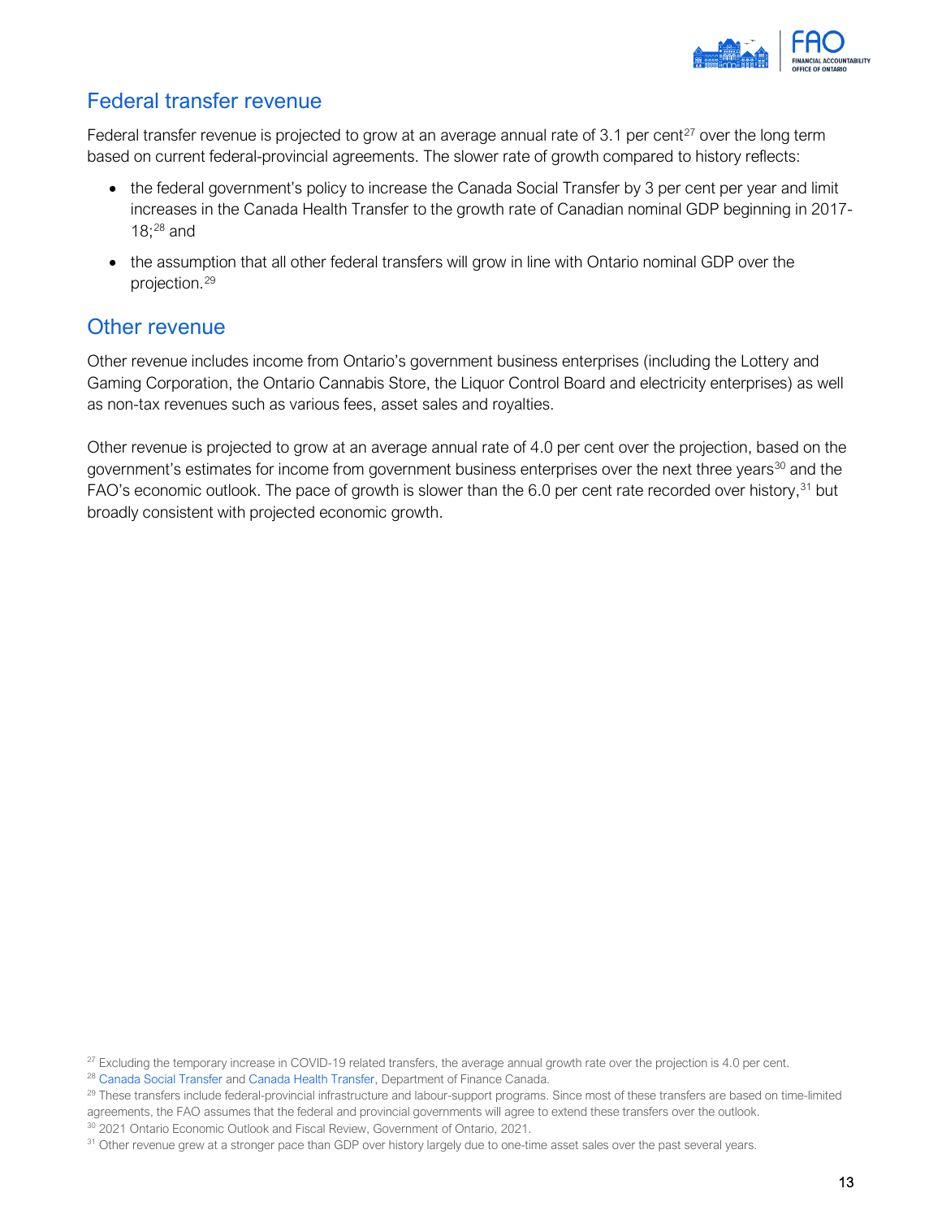## Federal transfer revenue

Federal transfer revenue is projected to grow at an average annual rate of 3.1 per cent[27] over the long term based on current federal-provincial agreements. The slower rate of growth compared to history reflects:

- the federal government's policy to increase the Canada Social Transfer by 3 per cent per year and limit increases in the Canada Health Transfer to the growth rate of Canadian nominal GDP beginning in 2017-18;[28] and
- the assumption that all other federal transfers will grow in line with Ontario nominal GDP over the projection.[29]

## Other revenue

Other revenue includes income from Ontario's government business enterprises (including the Lottery and Gaming Corporation, the Ontario Cannabis Store, the Liquor Control Board and electricity enterprises) as well as non-tax revenues such as various fees, asset sales and royalties.

Other revenue is projected to grow at an average annual rate of 4.0 per cent over the projection, based on the government's estimates for income from government business enterprises over the next three years[30] and the FAO's economic outlook. The pace of growth is slower than the 6.0 per cent rate recorded over history,[31] but broadly consistent with projected economic growth.

[27] Excluding the temporary increase in COVID-19 related transfers, the average annual growth rate over the projection is 4.0 per cent.

[28] Canada Social Transfer and Canada Health Transfer, Department of Finance Canada.

[29] These transfers include federal-provincial infrastructure and labour-support programs. Since most of these transfers are based on time-limited agreements, the FAO assumes that the federal and provincial governments will agree to extend these transfers over the outlook.

[30] 2021 Ontario Economic Outlook and Fiscal Review, Government of Ontario, 2021.

[31] Other revenue grew at a stronger pace than GDP over history largely due to one-time asset sales over the past several years.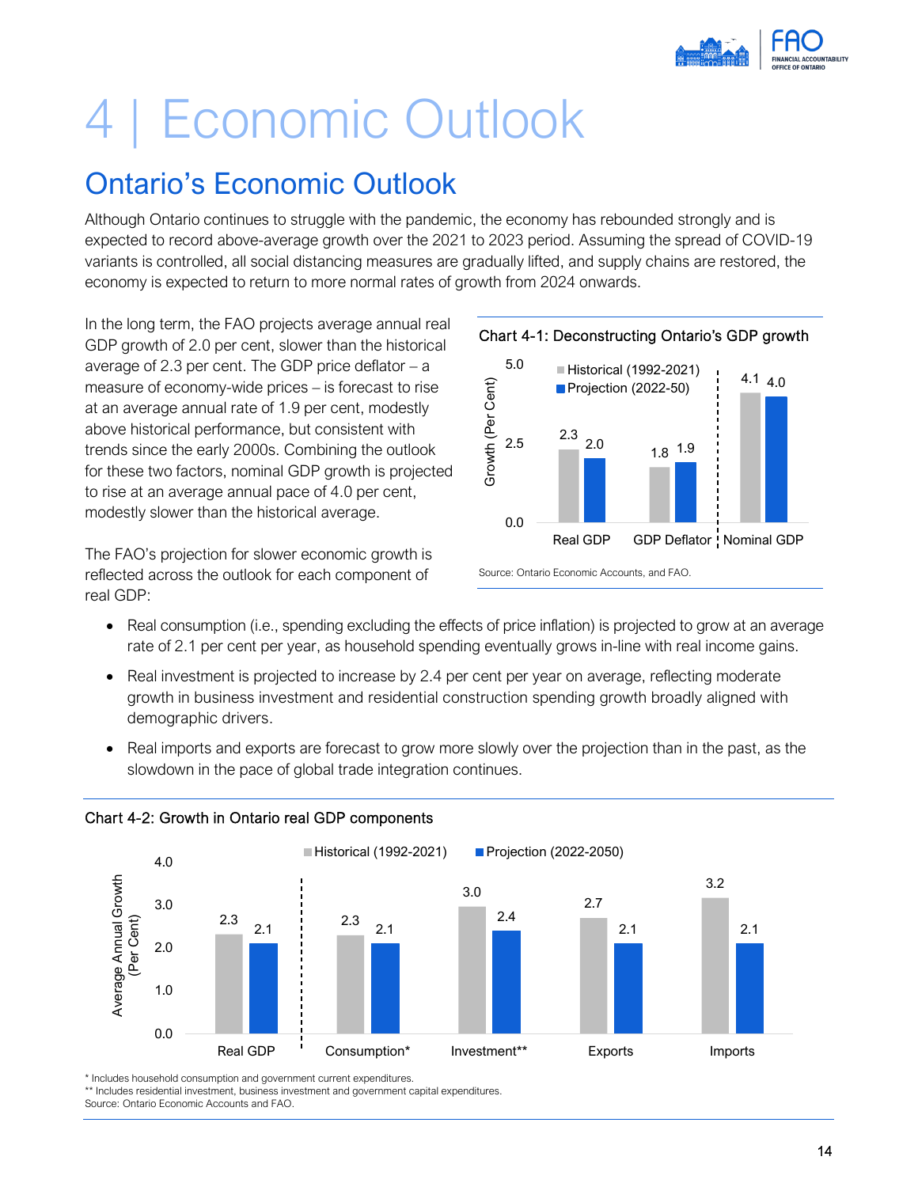# 4 | Economic Outlook

## Ontario's Economic Outlook

Although Ontario continues to struggle with the pandemic, the economy has rebounded strongly and is expected to record above-average growth over the 2021 to 2023 period. Assuming the spread of COVID-19 variants is controlled, all social distancing measures are gradually lifted, and supply chains are restored, the economy is expected to return to more normal rates of growth from 2024 onwards.

In the long term, the FAO projects average annual real GDP growth of 2.0 per cent, slower than the historical average of 2.3 per cent. The GDP price deflator – a measure of economy-wide prices – is forecast to rise at an average annual rate of 1.9 per cent, modestly above historical performance, but consistent with trends since the early 2000s. Combining the outlook for these two factors, nominal GDP growth is projected to rise at an average annual pace of 4.0 per cent, modestly slower than the historical average.

Chart 4-1: Deconstructing Ontario's GDP growth

| Growth (Per Cent) | Historical (1992-2021) | Projection (2022-50) |
|---|---|---|
| Real GDP | 2.3 | 2.0 |
| GDP Deflator | 1.8 | 1.9 |
| Nominal GDP | 4.1 | 4.0 |

Source: Ontario Economic Accounts, and FAO.

The FAO's projection for slower economic growth is reflected across the outlook for each component of real GDP:

- Real consumption (i.e., spending excluding the effects of price inflation) is projected to grow at an average rate of 2.1 per cent per year, as household spending eventually grows in-line with real income gains.
- Real investment is projected to increase by 2.4 per cent per year on average, reflecting moderate growth in business investment and residential construction spending growth broadly aligned with demographic drivers.
- Real imports and exports are forecast to grow more slowly over the projection than in the past, as the slowdown in the pace of global trade integration continues.

Chart 4-2: Growth in Ontario real GDP components

| Average Annual Growth (Per Cent) | Historical (1992-2021) | Projection (2022-2050) |
|---|---|---|
| Real GDP | 2.3 | 2.1 |
| Consumption* | 2.3 | 2.1 |
| Investment** | 3.0 | 2.4 |
| Exports | 2.7 | 2.1 |
| Imports | 3.2 | 2.1 |

\* Includes household consumption and government current expenditures.
** Includes residential investment, business investment and government capital expenditures.
Source: Ontario Economic Accounts and FAO.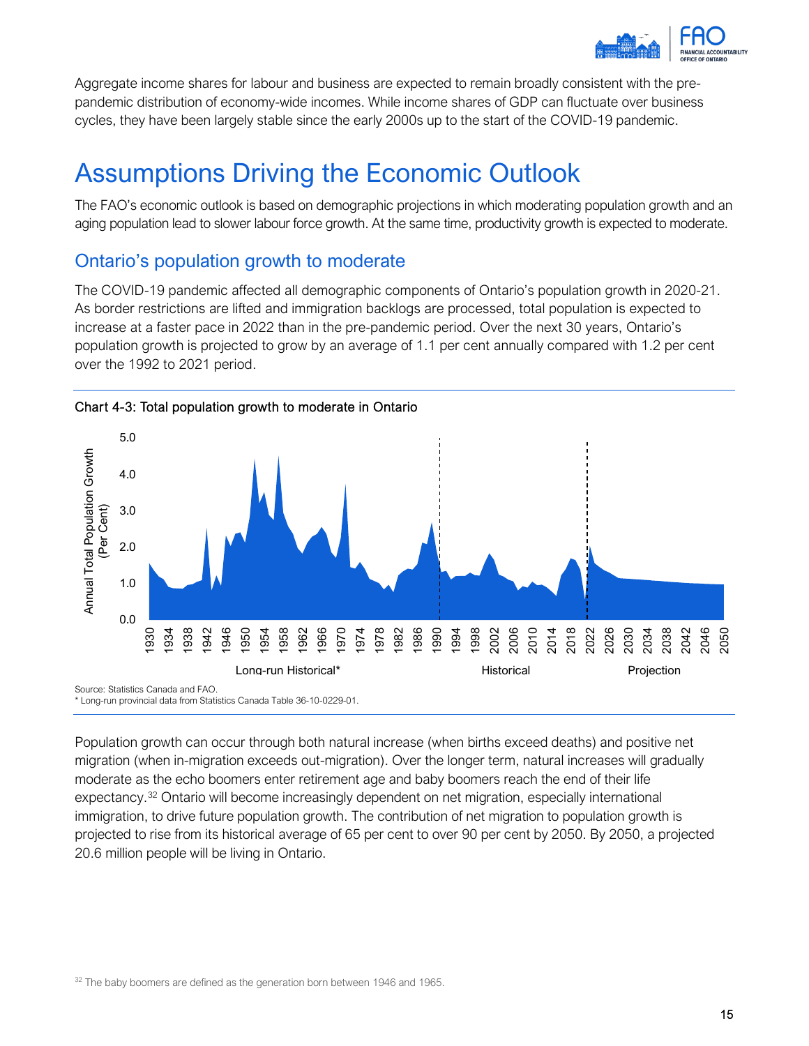Aggregate income shares for labour and business are expected to remain broadly consistent with the pre-pandemic distribution of economy-wide incomes. While income shares of GDP can fluctuate over business cycles, they have been largely stable since the early 2000s up to the start of the COVID-19 pandemic.

# Assumptions Driving the Economic Outlook

The FAO's economic outlook is based on demographic projections in which moderating population growth and an aging population lead to slower labour force growth. At the same time, productivity growth is expected to moderate.

## Ontario's population growth to moderate

The COVID-19 pandemic affected all demographic components of Ontario's population growth in 2020-21. As border restrictions are lifted and immigration backlogs are processed, total population is expected to increase at a faster pace in 2022 than in the pre-pandemic period. Over the next 30 years, Ontario's population growth is projected to grow by an average of 1.1 per cent annually compared with 1.2 per cent over the 1992 to 2021 period.

Chart 4-3: Total population growth to moderate in Ontario

Source: Statistics Canada and FAO.
* Long-run provincial data from Statistics Canada Table 36-10-0229-01.

Population growth can occur through both natural increase (when births exceed deaths) and positive net migration (when in-migration exceeds out-migration). Over the longer term, natural increases will gradually moderate as the echo boomers enter retirement age and baby boomers reach the end of their life expectancy.[32] Ontario will become increasingly dependent on net migration, especially international immigration, to drive future population growth. The contribution of net migration to population growth is projected to rise from its historical average of 65 per cent to over 90 per cent by 2050. By 2050, a projected 20.6 million people will be living in Ontario.

[32] The baby boomers are defined as the generation born between 1946 and 1965.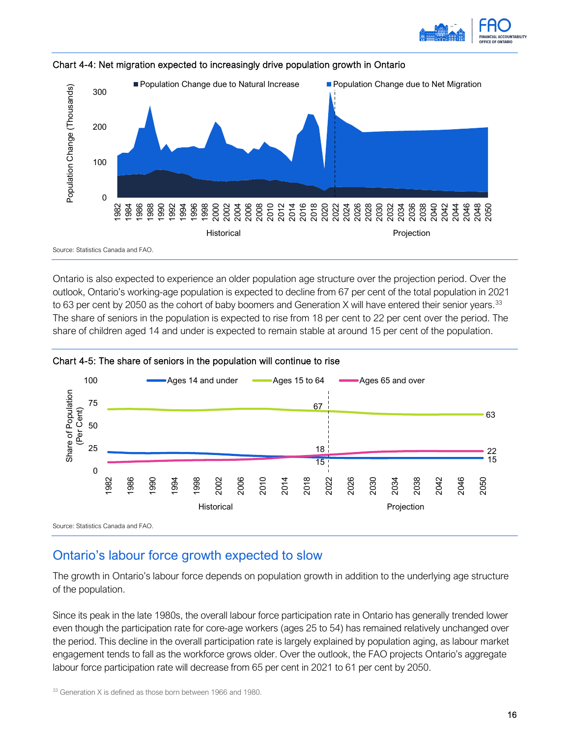Chart 4-4: Net migration expected to increasingly drive population growth in Ontario

Source: Statistics Canada and FAO.

Ontario is also expected to experience an older population age structure over the projection period. Over the outlook, Ontario's working-age population is expected to decline from 67 per cent of the total population in 2021 to 63 per cent by 2050 as the cohort of baby boomers and Generation X will have entered their senior years.[33] The share of seniors in the population is expected to rise from 18 per cent to 22 per cent over the period. The share of children aged 14 and under is expected to remain stable at around 15 per cent of the population.

Chart 4-5: The share of seniors in the population will continue to rise

Source: Statistics Canada and FAO.

## Ontario's labour force growth expected to slow

The growth in Ontario's labour force depends on population growth in addition to the underlying age structure of the population.

Since its peak in the late 1980s, the overall labour force participation rate in Ontario has generally trended lower even though the participation rate for core-age workers (ages 25 to 54) has remained relatively unchanged over the period. This decline in the overall participation rate is largely explained by population aging, as labour market engagement tends to fall as the workforce grows older. Over the outlook, the FAO projects Ontario's aggregate labour force participation rate will decrease from 65 per cent in 2021 to 61 per cent by 2050.

[33] Generation X is defined as those born between 1966 and 1980.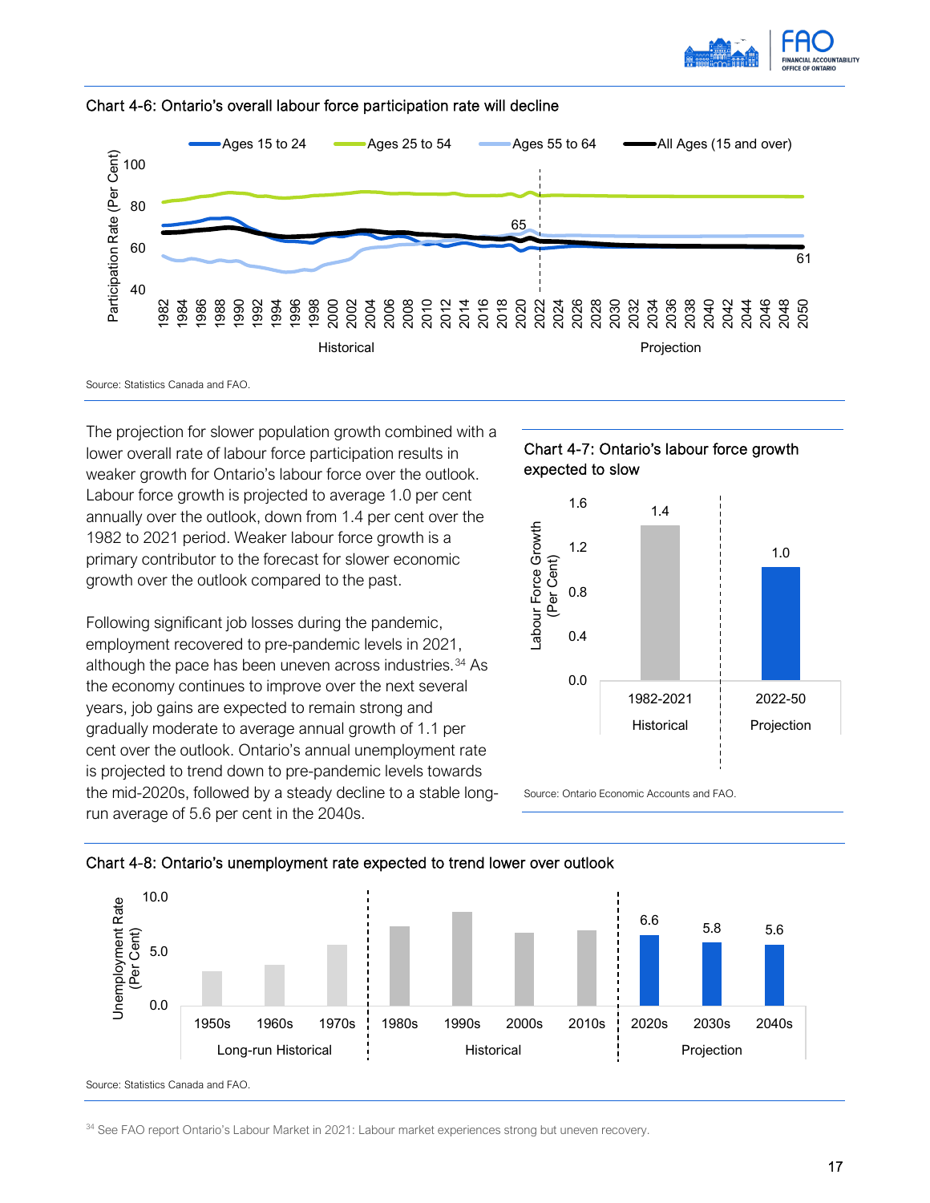Chart 4-6: Ontario's overall labour force participation rate will decline

Source: Statistics Canada and FAO.

The projection for slower population growth combined with a lower overall rate of labour force participation results in weaker growth for Ontario's labour force over the outlook. Labour force growth is projected to average 1.0 per cent annually over the outlook, down from 1.4 per cent over the 1982 to 2021 period. Weaker labour force growth is a primary contributor to the forecast for slower economic growth over the outlook compared to the past.

Following significant job losses during the pandemic, employment recovered to pre-pandemic levels in 2021, although the pace has been uneven across industries.[34] As the economy continues to improve over the next several years, job gains are expected to remain strong and gradually moderate to average annual growth of 1.1 per cent over the outlook. Ontario's annual unemployment rate is projected to trend down to pre-pandemic levels towards the mid-2020s, followed by a steady decline to a stable long-run average of 5.6 per cent in the 2040s.

Chart 4-7: Ontario's labour force growth expected to slow

| | Labour Force Growth (Per Cent) |
|---|---|
| 1982-2021 Historical | 1.4 |
| 2022-50 Projection | 1.0 |

Source: Ontario Economic Accounts and FAO.

Chart 4-8: Ontario's unemployment rate expected to trend lower over outlook

| Period | Decade | Unemployment Rate (Per Cent) |
|---|---|---|
| Projection | 2020s | 6.6 |
| Projection | 2030s | 5.8 |
| Projection | 2040s | 5.6 |

Source: Statistics Canada and FAO.

[34] See FAO report Ontario's Labour Market in 2021: Labour market experiences strong but uneven recovery.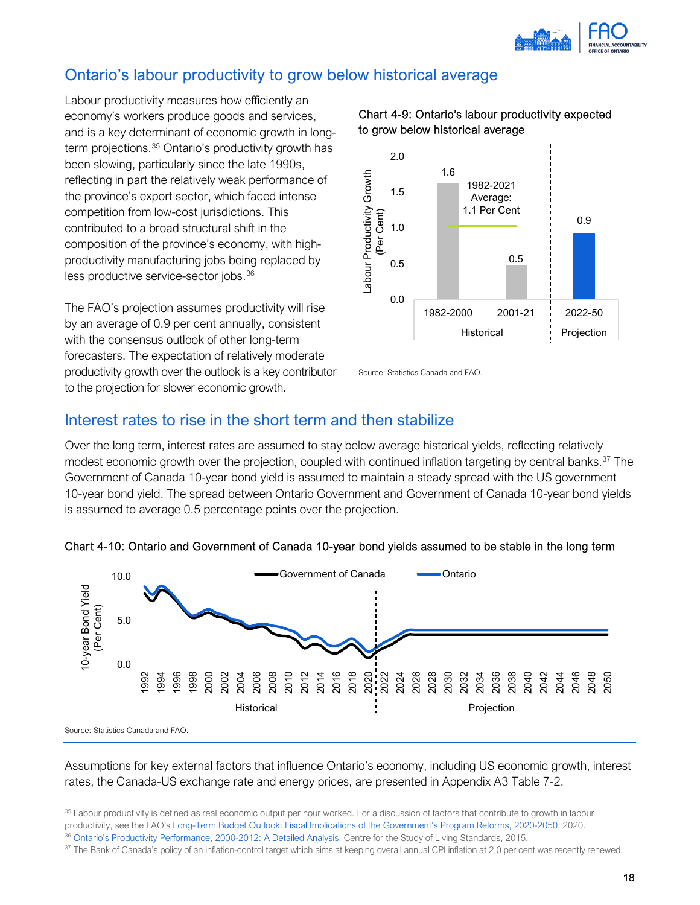## Ontario's labour productivity to grow below historical average

Labour productivity measures how efficiently an economy's workers produce goods and services, and is a key determinant of economic growth in long-term projections.[35] Ontario's productivity growth has been slowing, particularly since the late 1990s, reflecting in part the relatively weak performance of the province's export sector, which faced intense competition from low-cost jurisdictions. This contributed to a broad structural shift in the composition of the province's economy, with high-productivity manufacturing jobs being replaced by less productive service-sector jobs.[36]

The FAO's projection assumes productivity will rise by an average of 0.9 per cent annually, consistent with the consensus outlook of other long-term forecasters. The expectation of relatively moderate productivity growth over the outlook is a key contributor to the projection for slower economic growth.

Chart 4-9: Ontario's labour productivity expected to grow below historical average

| Period | Labour Productivity Growth (Per Cent) |
|---|---|
| 1982-2000 (Historical) | 1.6 |
| 2001-21 (Historical) | 0.5 |
| 2022-50 (Projection) | 0.9 |

1982-2021 Average: 1.1 Per Cent

Source: Statistics Canada and FAO.

## Interest rates to rise in the short term and then stabilize

Over the long term, interest rates are assumed to stay below average historical yields, reflecting relatively modest economic growth over the projection, coupled with continued inflation targeting by central banks.[37] The Government of Canada 10-year bond yield is assumed to maintain a steady spread with the US government 10-year bond yield. The spread between Ontario Government and Government of Canada 10-year bond yields is assumed to average 0.5 percentage points over the projection.

Chart 4-10: Ontario and Government of Canada 10-year bond yields assumed to be stable in the long term

Source: Statistics Canada and FAO.

Assumptions for key external factors that influence Ontario's economy, including US economic growth, interest rates, the Canada-US exchange rate and energy prices, are presented in Appendix A3 Table 7-2.

---

[35] Labour productivity is defined as real economic output per hour worked. For a discussion of factors that contribute to growth in labour productivity, see the FAO's Long-Term Budget Outlook: Fiscal Implications of the Government's Program Reforms, 2020-2050, 2020.

[36] Ontario's Productivity Performance, 2000-2012: A Detailed Analysis, Centre for the Study of Living Standards, 2015.

[37] The Bank of Canada's policy of an inflation-control target which aims at keeping overall annual CPI inflation at 2.0 per cent was recently renewed.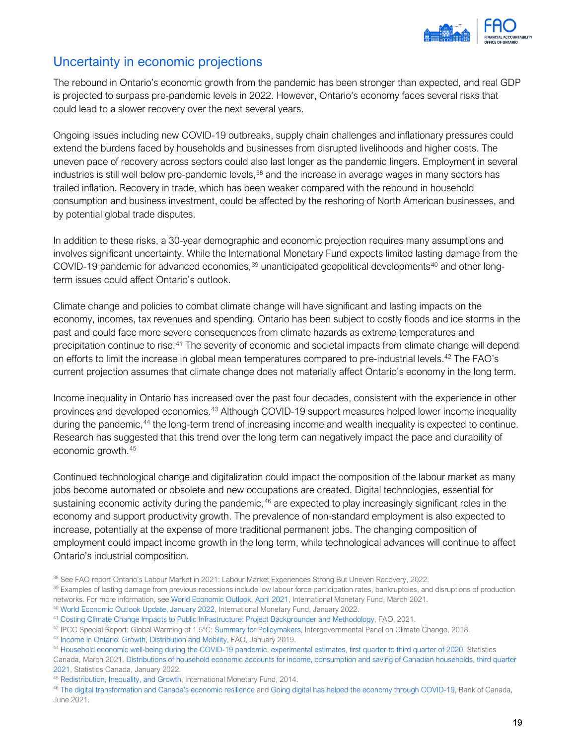## Uncertainty in economic projections

The rebound in Ontario's economic growth from the pandemic has been stronger than expected, and real GDP is projected to surpass pre-pandemic levels in 2022. However, Ontario's economy faces several risks that could lead to a slower recovery over the next several years.

Ongoing issues including new COVID-19 outbreaks, supply chain challenges and inflationary pressures could extend the burdens faced by households and businesses from disrupted livelihoods and higher costs. The uneven pace of recovery across sectors could also last longer as the pandemic lingers. Employment in several industries is still well below pre-pandemic levels,[38] and the increase in average wages in many sectors has trailed inflation. Recovery in trade, which has been weaker compared with the rebound in household consumption and business investment, could be affected by the reshoring of North American businesses, and by potential global trade disputes.

In addition to these risks, a 30-year demographic and economic projection requires many assumptions and involves significant uncertainty. While the International Monetary Fund expects limited lasting damage from the COVID-19 pandemic for advanced economies,[39] unanticipated geopolitical developments[40] and other long-term issues could affect Ontario's outlook.

Climate change and policies to combat climate change will have significant and lasting impacts on the economy, incomes, tax revenues and spending. Ontario has been subject to costly floods and ice storms in the past and could face more severe consequences from climate hazards as extreme temperatures and precipitation continue to rise.[41] The severity of economic and societal impacts from climate change will depend on efforts to limit the increase in global mean temperatures compared to pre-industrial levels.[42] The FAO's current projection assumes that climate change does not materially affect Ontario's economy in the long term.

Income inequality in Ontario has increased over the past four decades, consistent with the experience in other provinces and developed economies.[43] Although COVID-19 support measures helped lower income inequality during the pandemic,[44] the long-term trend of increasing income and wealth inequality is expected to continue. Research has suggested that this trend over the long term can negatively impact the pace and durability of economic growth.[45]

Continued technological change and digitalization could impact the composition of the labour market as many jobs become automated or obsolete and new occupations are created. Digital technologies, essential for sustaining economic activity during the pandemic,[46] are expected to play increasingly significant roles in the economy and support productivity growth. The prevalence of non-standard employment is also expected to increase, potentially at the expense of more traditional permanent jobs. The changing composition of employment could impact income growth in the long term, while technological advances will continue to affect Ontario's industrial composition.

[38] See FAO report Ontario's Labour Market in 2021: Labour Market Experiences Strong But Uneven Recovery, 2022.

[39] Examples of lasting damage from previous recessions include low labour force participation rates, bankruptcies, and disruptions of production networks. For more information, see World Economic Outlook, April 2021, International Monetary Fund, March 2021.

[40] World Economic Outlook Update, January 2022, International Monetary Fund, January 2022.

[41] Costing Climate Change Impacts to Public Infrastructure: Project Backgrounder and Methodology, FAO, 2021.

[42] IPCC Special Report: Global Warming of 1.5°C: Summary for Policymakers, Intergovernmental Panel on Climate Change, 2018.

[43] Income in Ontario: Growth, Distribution and Mobility, FAO, January 2019.

[44] Household economic well-being during the COVID-19 pandemic, experimental estimates, first quarter to third quarter of 2020, Statistics Canada, March 2021. Distributions of household economic accounts for income, consumption and saving of Canadian households, third quarter 2021, Statistics Canada, January 2022.

[45] Redistribution, Inequality, and Growth, International Monetary Fund, 2014.

[46] The digital transformation and Canada's economic resilience and Going digital has helped the economy through COVID-19, Bank of Canada, June 2021.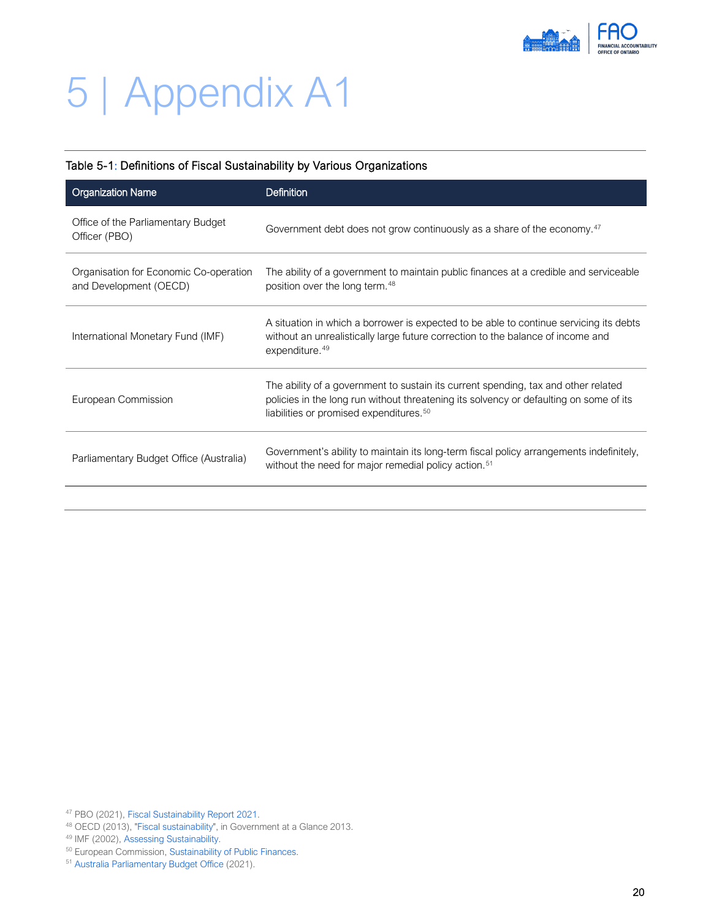# 5 | Appendix A1

Table 5-1: Definitions of Fiscal Sustainability by Various Organizations

| Organization Name | Definition |
|---|---|
| Office of the Parliamentary Budget Officer (PBO) | Government debt does not grow continuously as a share of the economy.[47] |
| Organisation for Economic Co-operation and Development (OECD) | The ability of a government to maintain public finances at a credible and serviceable position over the long term.[48] |
| International Monetary Fund (IMF) | A situation in which a borrower is expected to be able to continue servicing its debts without an unrealistically large future correction to the balance of income and expenditure.[49] |
| European Commission | The ability of a government to sustain its current spending, tax and other related policies in the long run without threatening its solvency or defaulting on some of its liabilities or promised expenditures.[50] |
| Parliamentary Budget Office (Australia) | Government's ability to maintain its long-term fiscal policy arrangements indefinitely, without the need for major remedial policy action.[51] |

[47] PBO (2021), Fiscal Sustainability Report 2021.
[48] OECD (2013), "Fiscal sustainability", in Government at a Glance 2013.
[49] IMF (2002), Assessing Sustainability.
[50] European Commission, Sustainability of Public Finances.
[51] Australia Parliamentary Budget Office (2021).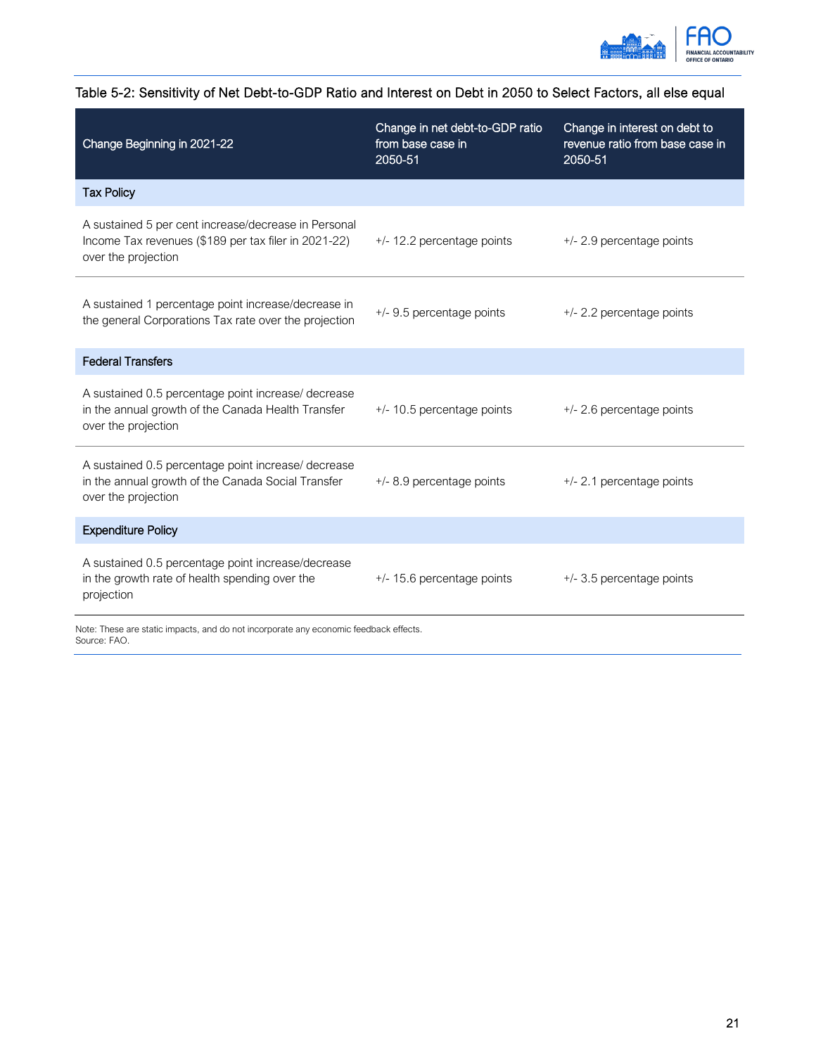Table 5-2: Sensitivity of Net Debt-to-GDP Ratio and Interest on Debt in 2050 to Select Factors, all else equal

| Change Beginning in 2021-22 | Change in net debt-to-GDP ratio from base case in 2050-51 | Change in interest on debt to revenue ratio from base case in 2050-51 |
|---|---|---|
| **Tax Policy** | | |
| A sustained 5 per cent increase/decrease in Personal Income Tax revenues ($189 per tax filer in 2021-22) over the projection | +/- 12.2 percentage points | +/- 2.9 percentage points |
| A sustained 1 percentage point increase/decrease in the general Corporations Tax rate over the projection | +/- 9.5 percentage points | +/- 2.2 percentage points |
| **Federal Transfers** | | |
| A sustained 0.5 percentage point increase/ decrease in the annual growth of the Canada Health Transfer over the projection | +/- 10.5 percentage points | +/- 2.6 percentage points |
| A sustained 0.5 percentage point increase/ decrease in the annual growth of the Canada Social Transfer over the projection | +/- 8.9 percentage points | +/- 2.1 percentage points |
| **Expenditure Policy** | | |
| A sustained 0.5 percentage point increase/decrease in the growth rate of health spending over the projection | +/- 15.6 percentage points | +/- 3.5 percentage points |

Note: These are static impacts, and do not incorporate any economic feedback effects.
Source: FAO.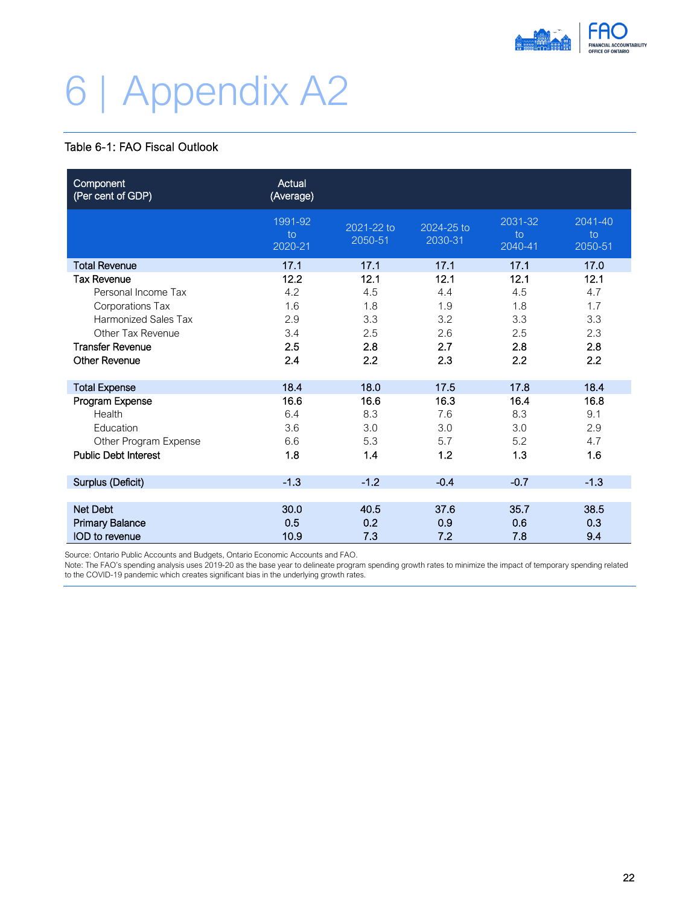# 6 | Appendix A2

Table 6-1: FAO Fiscal Outlook

| Component (Per cent of GDP) | Actual (Average) | | | | |
|---|---|---|---|---|---|
| | 1991-92 to 2020-21 | 2021-22 to 2050-51 | 2024-25 to 2030-31 | 2031-32 to 2040-41 | 2041-40 to 2050-51 |
| **Total Revenue** | 17.1 | 17.1 | 17.1 | 17.1 | 17.0 |
| **Tax Revenue** | 12.2 | 12.1 | 12.1 | 12.1 | 12.1 |
| Personal Income Tax | 4.2 | 4.5 | 4.4 | 4.5 | 4.7 |
| Corporations Tax | 1.6 | 1.8 | 1.9 | 1.8 | 1.7 |
| Harmonized Sales Tax | 2.9 | 3.3 | 3.2 | 3.3 | 3.3 |
| Other Tax Revenue | 3.4 | 2.5 | 2.6 | 2.5 | 2.3 |
| **Transfer Revenue** | 2.5 | 2.8 | 2.7 | 2.8 | 2.8 |
| **Other Revenue** | 2.4 | 2.2 | 2.3 | 2.2 | 2.2 |
| **Total Expense** | 18.4 | 18.0 | 17.5 | 17.8 | 18.4 |
| **Program Expense** | 16.6 | 16.6 | 16.3 | 16.4 | 16.8 |
| Health | 6.4 | 8.3 | 7.6 | 8.3 | 9.1 |
| Education | 3.6 | 3.0 | 3.0 | 3.0 | 2.9 |
| Other Program Expense | 6.6 | 5.3 | 5.7 | 5.2 | 4.7 |
| **Public Debt Interest** | 1.8 | 1.4 | 1.2 | 1.3 | 1.6 |
| **Surplus (Deficit)** | -1.3 | -1.2 | -0.4 | -0.7 | -1.3 |
| **Net Debt** | 30.0 | 40.5 | 37.6 | 35.7 | 38.5 |
| **Primary Balance** | 0.5 | 0.2 | 0.9 | 0.6 | 0.3 |
| **IOD to revenue** | 10.9 | 7.3 | 7.2 | 7.8 | 9.4 |

Source: Ontario Public Accounts and Budgets, Ontario Economic Accounts and FAO.
Note: The FAO's spending analysis uses 2019-20 as the base year to delineate program spending growth rates to minimize the impact of temporary spending related to the COVID-19 pandemic which creates significant bias in the underlying growth rates.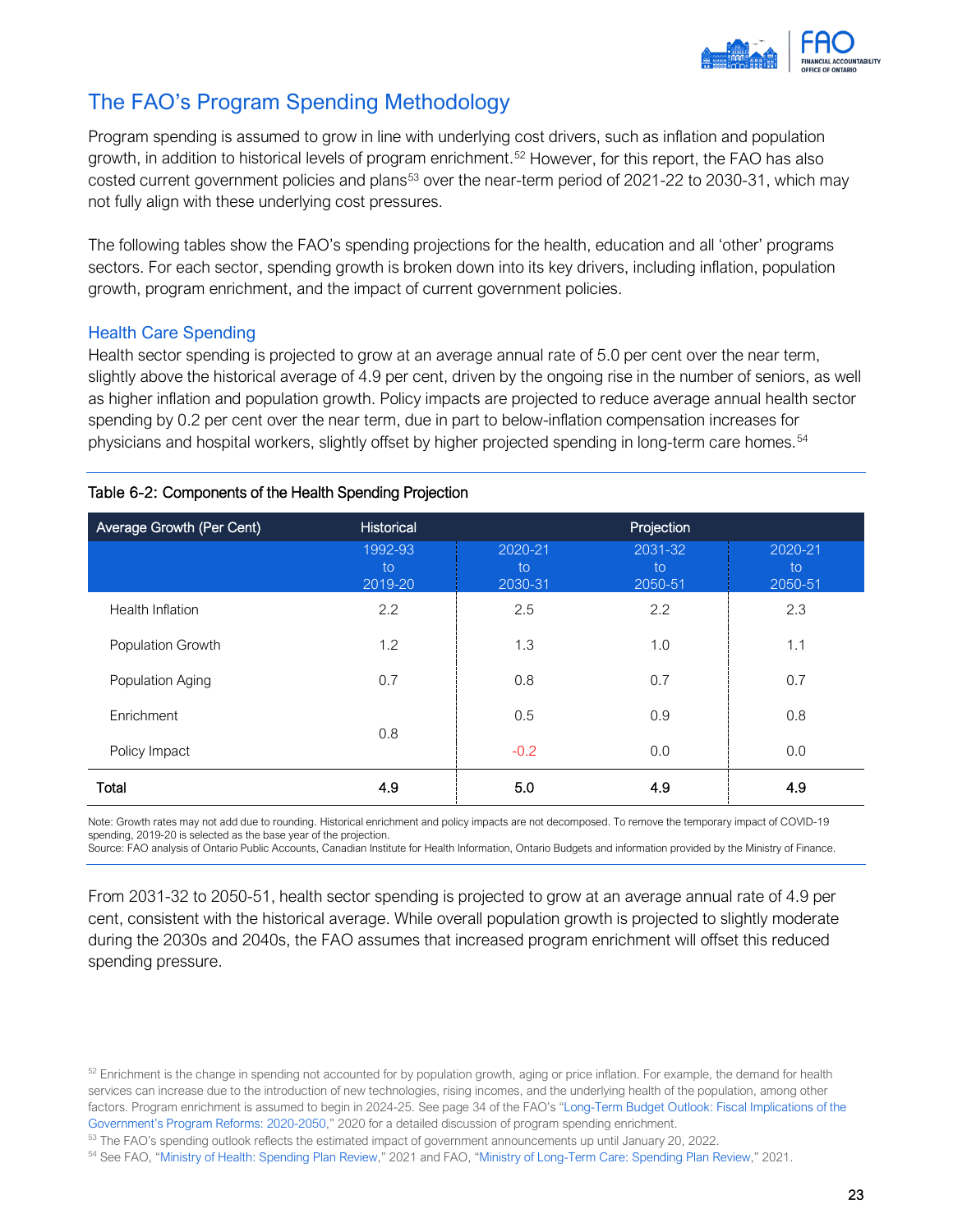## The FAO's Program Spending Methodology

Program spending is assumed to grow in line with underlying cost drivers, such as inflation and population growth, in addition to historical levels of program enrichment.[52] However, for this report, the FAO has also costed current government policies and plans[53] over the near-term period of 2021-22 to 2030-31, which may not fully align with these underlying cost pressures.

The following tables show the FAO's spending projections for the health, education and all 'other' programs sectors. For each sector, spending growth is broken down into its key drivers, including inflation, population growth, program enrichment, and the impact of current government policies.

### Health Care Spending

Health sector spending is projected to grow at an average annual rate of 5.0 per cent over the near term, slightly above the historical average of 4.9 per cent, driven by the ongoing rise in the number of seniors, as well as higher inflation and population growth. Policy impacts are projected to reduce average annual health sector spending by 0.2 per cent over the near term, due in part to below-inflation compensation increases for physicians and hospital workers, slightly offset by higher projected spending in long-term care homes.[54]

Table 6-2: Components of the Health Spending Projection

| Average Growth (Per Cent) | Historical | Projection | | |
|---|---|---|---|---|
| | 1992-93 to 2019-20 | 2020-21 to 2030-31 | 2031-32 to 2050-51 | 2020-21 to 2050-51 |
| Health Inflation | 2.2 | 2.5 | 2.2 | 2.3 |
| Population Growth | 1.2 | 1.3 | 1.0 | 1.1 |
| Population Aging | 0.7 | 0.8 | 0.7 | 0.7 |
| Enrichment | 0.8 | 0.5 | 0.9 | 0.8 |
| Policy Impact | | -0.2 | 0.0 | 0.0 |
| **Total** | **4.9** | **5.0** | **4.9** | **4.9** |

Note: Growth rates may not add due to rounding. Historical enrichment and policy impacts are not decomposed. To remove the temporary impact of COVID-19 spending, 2019-20 is selected as the base year of the projection.
Source: FAO analysis of Ontario Public Accounts, Canadian Institute for Health Information, Ontario Budgets and information provided by the Ministry of Finance.

From 2031-32 to 2050-51, health sector spending is projected to grow at an average annual rate of 4.9 per cent, consistent with the historical average. While overall population growth is projected to slightly moderate during the 2030s and 2040s, the FAO assumes that increased program enrichment will offset this reduced spending pressure.

[52] Enrichment is the change in spending not accounted for by population growth, aging or price inflation. For example, the demand for health services can increase due to the introduction of new technologies, rising incomes, and the underlying health of the population, among other factors. Program enrichment is assumed to begin in 2024-25. See page 34 of the FAO's "Long-Term Budget Outlook: Fiscal Implications of the Government's Program Reforms: 2020-2050," 2020 for a detailed discussion of program spending enrichment.

[53] The FAO's spending outlook reflects the estimated impact of government announcements up until January 20, 2022.

[54] See FAO, "Ministry of Health: Spending Plan Review," 2021 and FAO, "Ministry of Long-Term Care: Spending Plan Review," 2021.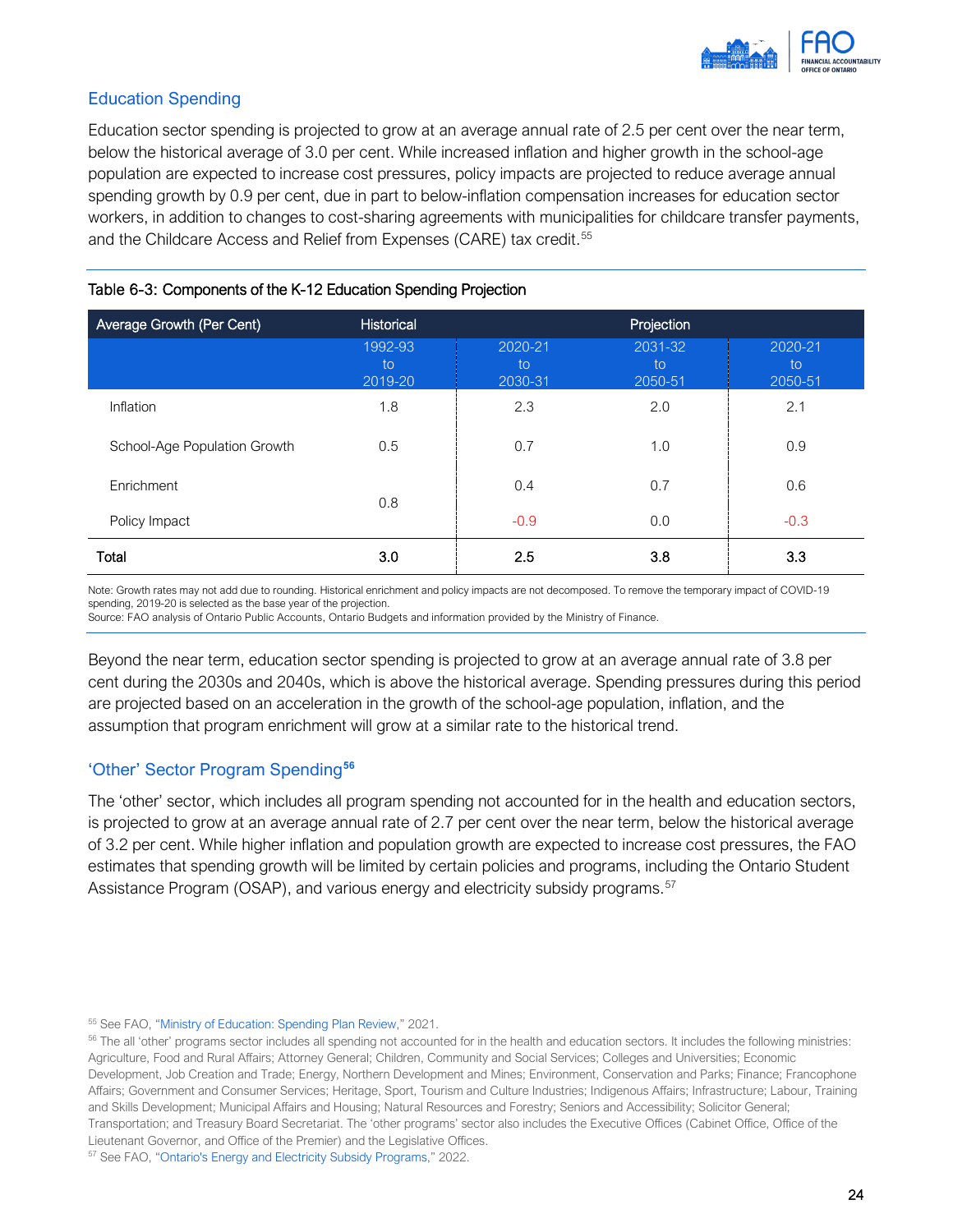## Education Spending

Education sector spending is projected to grow at an average annual rate of 2.5 per cent over the near term, below the historical average of 3.0 per cent. While increased inflation and higher growth in the school-age population are expected to increase cost pressures, policy impacts are projected to reduce average annual spending growth by 0.9 per cent, due in part to below-inflation compensation increases for education sector workers, in addition to changes to cost-sharing agreements with municipalities for childcare transfer payments, and the Childcare Access and Relief from Expenses (CARE) tax credit.[55]

Table 6-3: Components of the K-12 Education Spending Projection

| Average Growth (Per Cent) | Historical | Projection | | |
|---|---|---|---|---|
| | 1992-93 to 2019-20 | 2020-21 to 2030-31 | 2031-32 to 2050-51 | 2020-21 to 2050-51 |
| Inflation | 1.8 | 2.3 | 2.0 | 2.1 |
| School-Age Population Growth | 0.5 | 0.7 | 1.0 | 0.9 |
| Enrichment | 0.8 | 0.4 | 0.7 | 0.6 |
| Policy Impact | | -0.9 | 0.0 | -0.3 |
| **Total** | **3.0** | **2.5** | **3.8** | **3.3** |

Note: Growth rates may not add due to rounding. Historical enrichment and policy impacts are not decomposed. To remove the temporary impact of COVID-19 spending, 2019-20 is selected as the base year of the projection.
Source: FAO analysis of Ontario Public Accounts, Ontario Budgets and information provided by the Ministry of Finance.

Beyond the near term, education sector spending is projected to grow at an average annual rate of 3.8 per cent during the 2030s and 2040s, which is above the historical average. Spending pressures during this period are projected based on an acceleration in the growth of the school-age population, inflation, and the assumption that program enrichment will grow at a similar rate to the historical trend.

## 'Other' Sector Program Spending[56]

The 'other' sector, which includes all program spending not accounted for in the health and education sectors, is projected to grow at an average annual rate of 2.7 per cent over the near term, below the historical average of 3.2 per cent. While higher inflation and population growth are expected to increase cost pressures, the FAO estimates that spending growth will be limited by certain policies and programs, including the Ontario Student Assistance Program (OSAP), and various energy and electricity subsidy programs.[57]

[55] See FAO, "Ministry of Education: Spending Plan Review," 2021.

[56] The all 'other' programs sector includes all spending not accounted for in the health and education sectors. It includes the following ministries: Agriculture, Food and Rural Affairs; Attorney General; Children, Community and Social Services; Colleges and Universities; Economic Development, Job Creation and Trade; Energy, Northern Development and Mines; Environment, Conservation and Parks; Finance; Francophone Affairs; Government and Consumer Services; Heritage, Sport, Tourism and Culture Industries; Indigenous Affairs; Infrastructure; Labour, Training and Skills Development; Municipal Affairs and Housing; Natural Resources and Forestry; Seniors and Accessibility; Solicitor General; Transportation; and Treasury Board Secretariat. The 'other programs' sector also includes the Executive Offices (Cabinet Office, Office of the Lieutenant Governor, and Office of the Premier) and the Legislative Offices.

[57] See FAO, "Ontario's Energy and Electricity Subsidy Programs," 2022.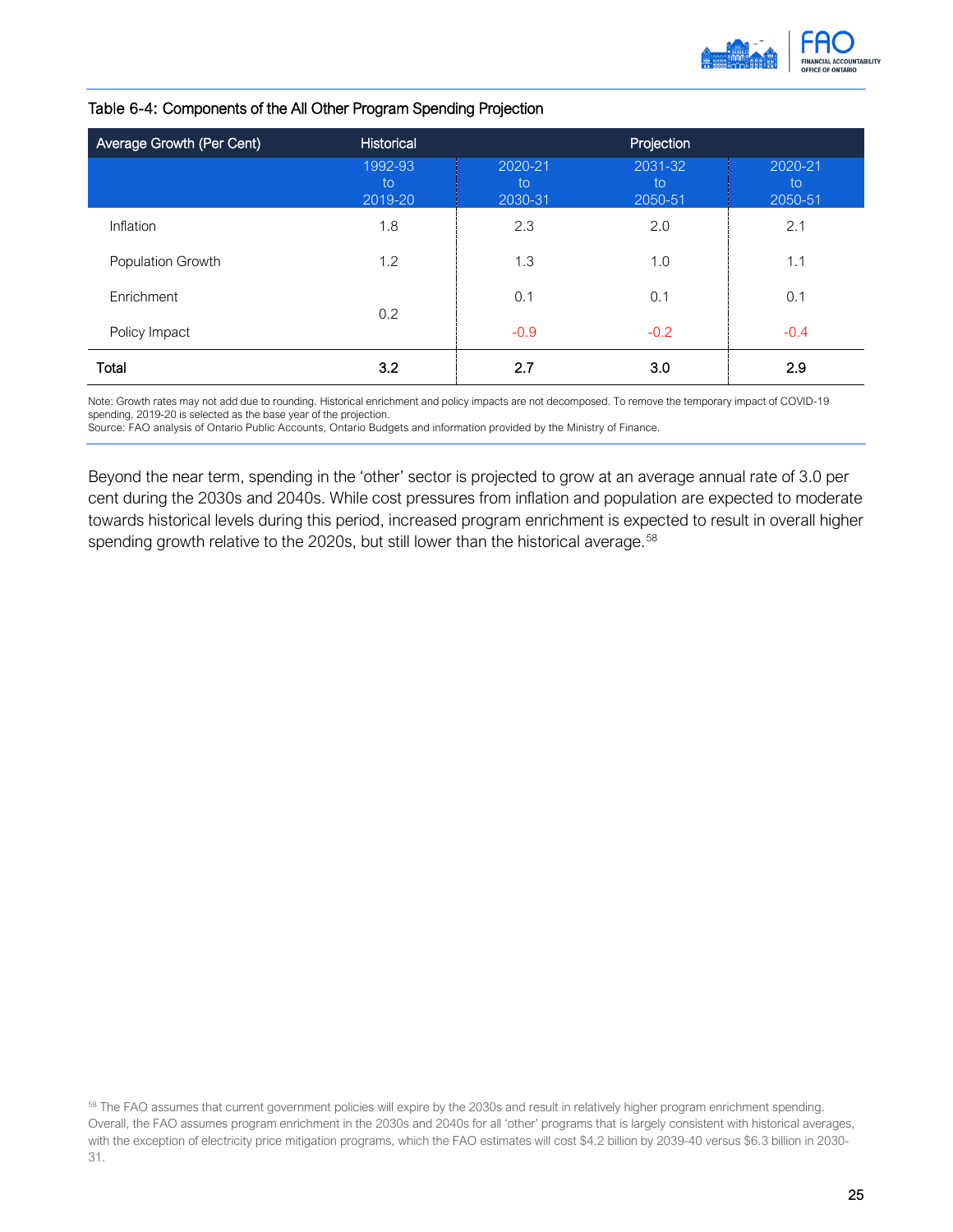Table 6-4: Components of the All Other Program Spending Projection

| Average Growth (Per Cent) | Historical | Projection | | |
|---|---|---|---|---|
| | 1992-93 to 2019-20 | 2020-21 to 2030-31 | 2031-32 to 2050-51 | 2020-21 to 2050-51 |
| Inflation | 1.8 | 2.3 | 2.0 | 2.1 |
| Population Growth | 1.2 | 1.3 | 1.0 | 1.1 |
| Enrichment | 0.2 | 0.1 | 0.1 | 0.1 |
| Policy Impact | | -0.9 | -0.2 | -0.4 |
| **Total** | **3.2** | **2.7** | **3.0** | **2.9** |

Note: Growth rates may not add due to rounding. Historical enrichment and policy impacts are not decomposed. To remove the temporary impact of COVID-19 spending, 2019-20 is selected as the base year of the projection.
Source: FAO analysis of Ontario Public Accounts, Ontario Budgets and information provided by the Ministry of Finance.

Beyond the near term, spending in the 'other' sector is projected to grow at an average annual rate of 3.0 per cent during the 2030s and 2040s. While cost pressures from inflation and population are expected to moderate towards historical levels during this period, increased program enrichment is expected to result in overall higher spending growth relative to the 2020s, but still lower than the historical average.[58]

[58] The FAO assumes that current government policies will expire by the 2030s and result in relatively higher program enrichment spending. Overall, the FAO assumes program enrichment in the 2030s and 2040s for all 'other' programs that is largely consistent with historical averages, with the exception of electricity price mitigation programs, which the FAO estimates will cost $4.2 billion by 2039-40 versus $6.3 billion in 2030-31.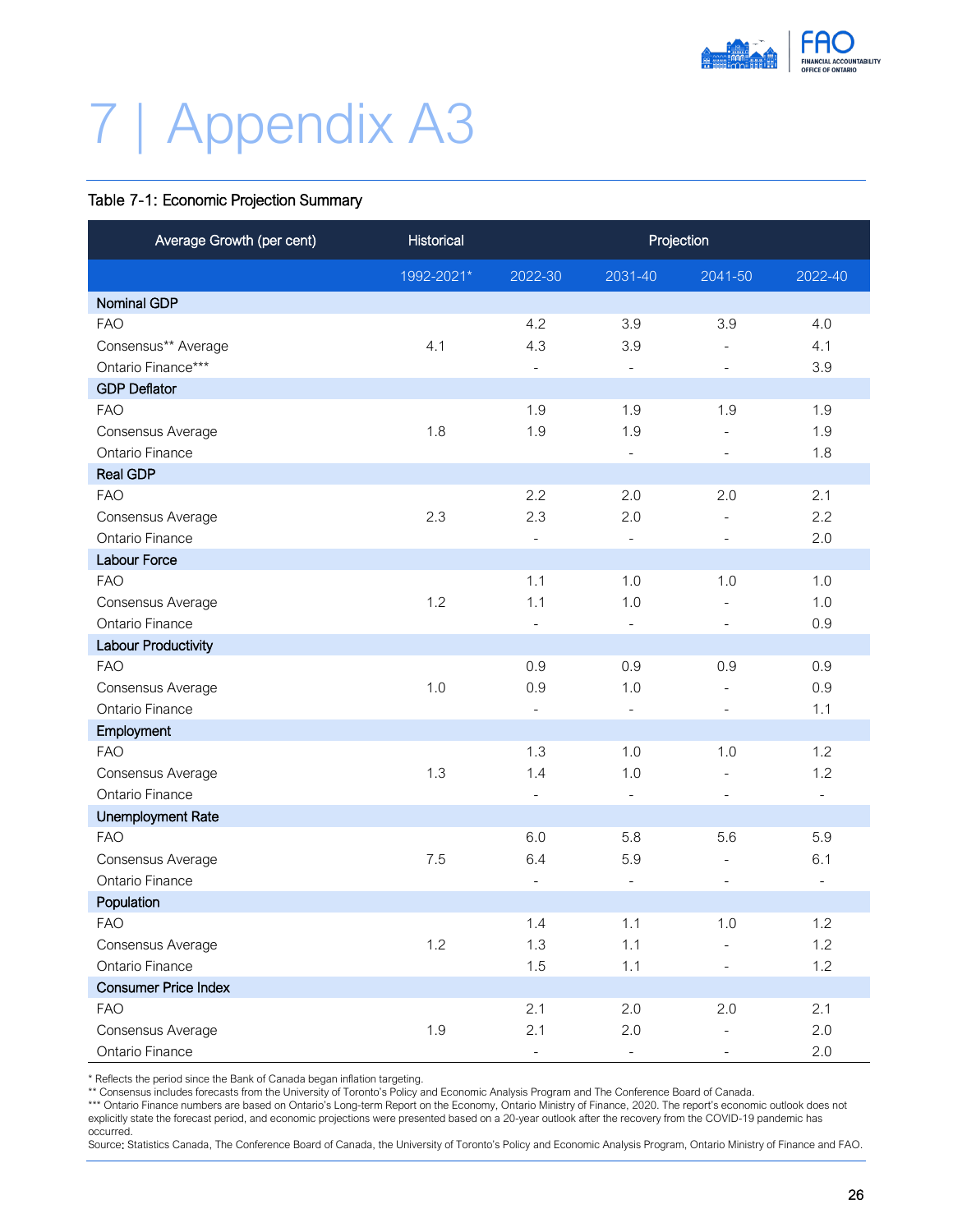# 7 | Appendix A3

Table 7-1: Economic Projection Summary

| Average Growth (per cent) | Historical | Projection | | | |
|---|---|---|---|---|---|
| | 1992-2021* | 2022-30 | 2031-40 | 2041-50 | 2022-40 |
| **Nominal GDP** | | | | | |
| FAO | | 4.2 | 3.9 | 3.9 | 4.0 |
| Consensus** Average | 4.1 | 4.3 | 3.9 | - | 4.1 |
| Ontario Finance*** | | - | - | - | 3.9 |
| **GDP Deflator** | | | | | |
| FAO | | 1.9 | 1.9 | 1.9 | 1.9 |
| Consensus Average | 1.8 | 1.9 | 1.9 | - | 1.9 |
| Ontario Finance | | | - | - | 1.8 |
| **Real GDP** | | | | | |
| FAO | | 2.2 | 2.0 | 2.0 | 2.1 |
| Consensus Average | 2.3 | 2.3 | 2.0 | - | 2.2 |
| Ontario Finance | | - | - | - | 2.0 |
| **Labour Force** | | | | | |
| FAO | | 1.1 | 1.0 | 1.0 | 1.0 |
| Consensus Average | 1.2 | 1.1 | 1.0 | - | 1.0 |
| Ontario Finance | | - | - | - | 0.9 |
| **Labour Productivity** | | | | | |
| FAO | | 0.9 | 0.9 | 0.9 | 0.9 |
| Consensus Average | 1.0 | 0.9 | 1.0 | - | 0.9 |
| Ontario Finance | | - | - | - | 1.1 |
| **Employment** | | | | | |
| FAO | | 1.3 | 1.0 | 1.0 | 1.2 |
| Consensus Average | 1.3 | 1.4 | 1.0 | - | 1.2 |
| Ontario Finance | | - | - | - | - |
| **Unemployment Rate** | | | | | |
| FAO | | 6.0 | 5.8 | 5.6 | 5.9 |
| Consensus Average | 7.5 | 6.4 | 5.9 | - | 6.1 |
| Ontario Finance | | - | - | - | - |
| **Population** | | | | | |
| FAO | | 1.4 | 1.1 | 1.0 | 1.2 |
| Consensus Average | 1.2 | 1.3 | 1.1 | - | 1.2 |
| Ontario Finance | | 1.5 | 1.1 | - | 1.2 |
| **Consumer Price Index** | | | | | |
| FAO | | 2.1 | 2.0 | 2.0 | 2.1 |
| Consensus Average | 1.9 | 2.1 | 2.0 | - | 2.0 |
| Ontario Finance | | - | - | - | 2.0 |

\* Reflects the period since the Bank of Canada began inflation targeting.
\** Consensus includes forecasts from the University of Toronto's Policy and Economic Analysis Program and The Conference Board of Canada.
\*** Ontario Finance numbers are based on Ontario's Long-term Report on the Economy, Ontario Ministry of Finance, 2020. The report's economic outlook does not explicitly state the forecast period, and economic projections were presented based on a 20-year outlook after the recovery from the COVID-19 pandemic has occurred.
Source: Statistics Canada, The Conference Board of Canada, the University of Toronto's Policy and Economic Analysis Program, Ontario Ministry of Finance and FAO.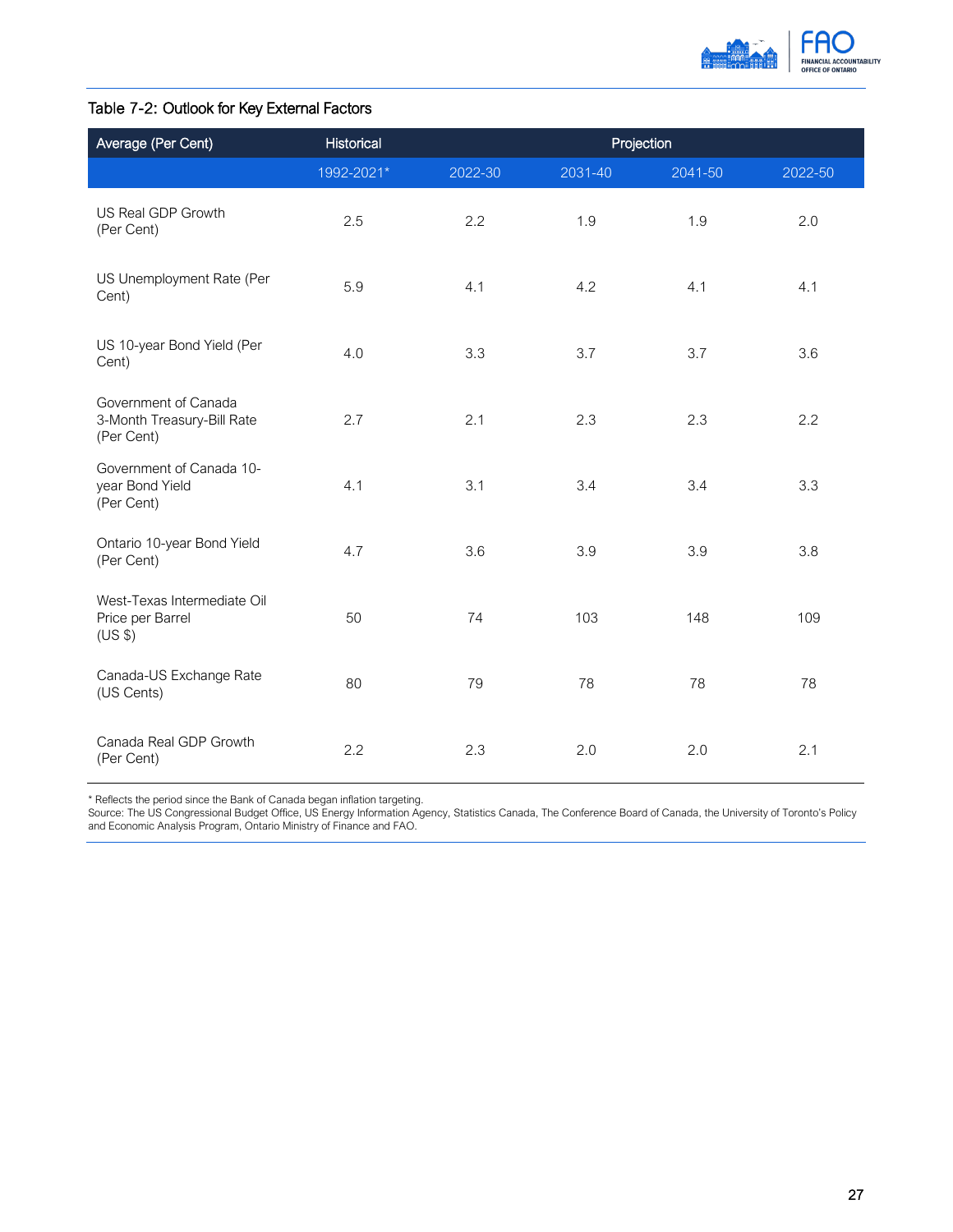Table 7-2: Outlook for Key External Factors

| Average (Per Cent) | Historical | Projection | | | |
|---|---|---|---|---|---|
| | 1992-2021* | 2022-30 | 2031-40 | 2041-50 | 2022-50 |
| US Real GDP Growth (Per Cent) | 2.5 | 2.2 | 1.9 | 1.9 | 2.0 |
| US Unemployment Rate (Per Cent) | 5.9 | 4.1 | 4.2 | 4.1 | 4.1 |
| US 10-year Bond Yield (Per Cent) | 4.0 | 3.3 | 3.7 | 3.7 | 3.6 |
| Government of Canada 3-Month Treasury-Bill Rate (Per Cent) | 2.7 | 2.1 | 2.3 | 2.3 | 2.2 |
| Government of Canada 10-year Bond Yield (Per Cent) | 4.1 | 3.1 | 3.4 | 3.4 | 3.3 |
| Ontario 10-year Bond Yield (Per Cent) | 4.7 | 3.6 | 3.9 | 3.9 | 3.8 |
| West-Texas Intermediate Oil Price per Barrel (US $) | 50 | 74 | 103 | 148 | 109 |
| Canada-US Exchange Rate (US Cents) | 80 | 79 | 78 | 78 | 78 |
| Canada Real GDP Growth (Per Cent) | 2.2 | 2.3 | 2.0 | 2.0 | 2.1 |

* Reflects the period since the Bank of Canada began inflation targeting.
Source: The US Congressional Budget Office, US Energy Information Agency, Statistics Canada, The Conference Board of Canada, the University of Toronto's Policy and Economic Analysis Program, Ontario Ministry of Finance and FAO.